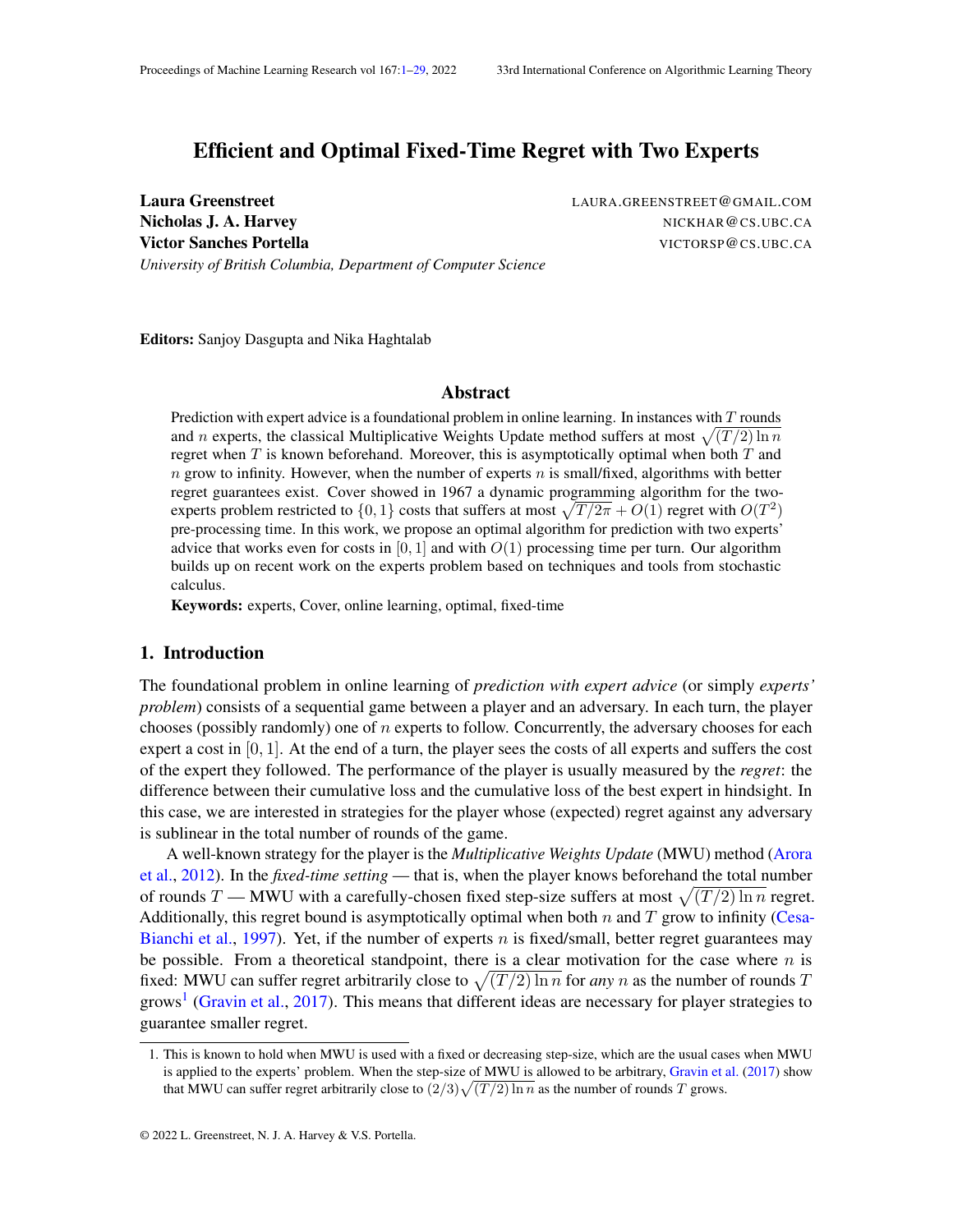# Efficient and Optimal Fixed-Time Regret with Two Experts

**Laura Greenstreet** LAURA.GREENSTREET@GMAIL.COM
**Nicholas J. A. Harvey** NICKHAR@CS.UBC.CA
**Victor Sanches Portella** VICTORSP@CS.UBC.CA
*University of British Columbia, Department of Computer Science*

**Editors:** Sanjoy Dasgupta and Nika Haghtalab

## Abstract

Prediction with expert advice is a foundational problem in online learning. In instances with $T$ rounds and $n$ experts, the classical Multiplicative Weights Update method suffers at most $\sqrt{(T/2)\ln n}$ regret when $T$ is known beforehand. Moreover, this is asymptotically optimal when both $T$ and $n$ grow to infinity. However, when the number of experts $n$ is small/fixed, algorithms with better regret guarantees exist. Cover showed in 1967 a dynamic programming algorithm for the two-experts problem restricted to $\{0, 1\}$ costs that suffers at most $\sqrt{T/2\pi} + O(1)$ regret with $O(T^2)$ pre-processing time. In this work, we propose an optimal algorithm for prediction with two experts' advice that works even for costs in $[0, 1]$ and with $O(1)$ processing time per turn. Our algorithm builds up on recent work on the experts problem based on techniques and tools from stochastic calculus.

**Keywords:** experts, Cover, online learning, optimal, fixed-time

## 1. Introduction

The foundational problem in online learning of *prediction with expert advice* (or simply *experts' problem*) consists of a sequential game between a player and an adversary. In each turn, the player chooses (possibly randomly) one of $n$ experts to follow. Concurrently, the adversary chooses for each expert a cost in $[0, 1]$. At the end of a turn, the player sees the costs of all experts and suffers the cost of the expert they followed. The performance of the player is usually measured by the *regret*: the difference between their cumulative loss and the cumulative loss of the best expert in hindsight. In this case, we are interested in strategies for the player whose (expected) regret against any adversary is sublinear in the total number of rounds of the game.

A well-known strategy for the player is the *Multiplicative Weights Update* (MWU) method (Arora et al., 2012). In the *fixed-time setting* — that is, when the player knows beforehand the total number of rounds $T$ — MWU with a carefully-chosen fixed step-size suffers at most $\sqrt{(T/2)\ln n}$ regret. Additionally, this regret bound is asymptotically optimal when both $n$ and $T$ grow to infinity (Cesa-Bianchi et al., 1997). Yet, if the number of experts $n$ is fixed/small, better regret guarantees may be possible. From a theoretical standpoint, there is a clear motivation for the case where $n$ is fixed: MWU can suffer regret arbitrarily close to $\sqrt{(T/2)\ln n}$ for *any* $n$ as the number of rounds $T$ grows[1] (Gravin et al., 2017). This means that different ideas are necessary for player strategies to guarantee smaller regret.

1. This is known to hold when MWU is used with a fixed or decreasing step-size, which are the usual cases when MWU is applied to the experts' problem. When the step-size of MWU is allowed to be arbitrary, Gravin et al. (2017) show that MWU can suffer regret arbitrarily close to $(2/3)\sqrt{(T/2)\ln n}$ as the number of rounds $T$ grows.

© 2022 L. Greenstreet, N. J. A. Harvey & V.S. Portella.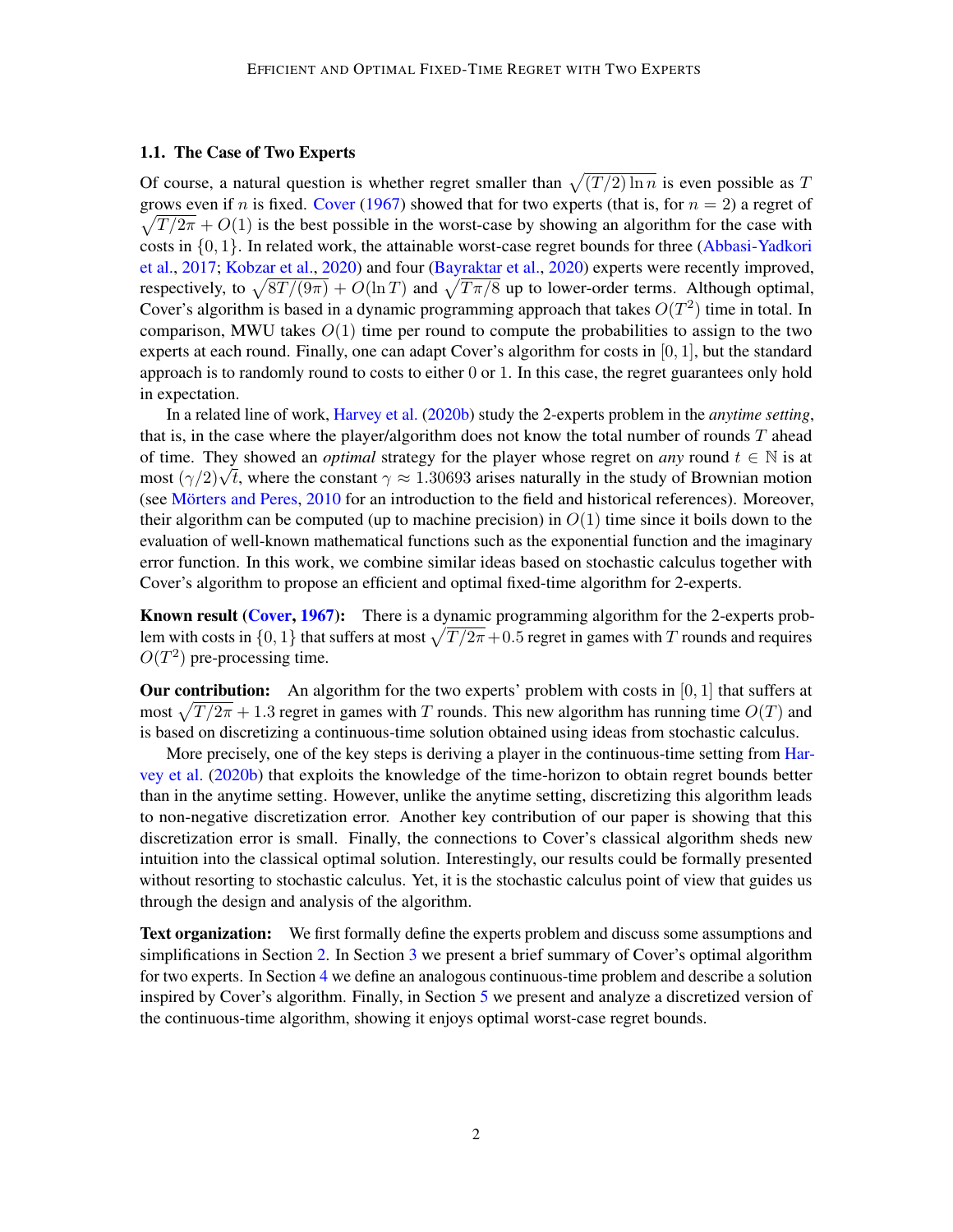### 1.1. The Case of Two Experts

Of course, a natural question is whether regret smaller than $\sqrt{(T/2)\ln n}$ is even possible as $T$ grows even if $n$ is fixed. Cover (1967) showed that for two experts (that is, for $n = 2$) a regret of $\sqrt{T/2\pi} + O(1)$ is the best possible in the worst-case by showing an algorithm for the case with costs in $\{0, 1\}$. In related work, the attainable worst-case regret bounds for three (Abbasi-Yadkori et al., 2017; Kobzar et al., 2020) and four (Bayraktar et al., 2020) experts were recently improved, respectively, to $\sqrt{8T/(9\pi)} + O(\ln T)$ and $\sqrt{T\pi/8}$ up to lower-order terms. Although optimal, Cover's algorithm is based in a dynamic programming approach that takes $O(T^2)$ time in total. In comparison, MWU takes $O(1)$ time per round to compute the probabilities to assign to the two experts at each round. Finally, one can adapt Cover's algorithm for costs in $[0, 1]$, but the standard approach is to randomly round to costs to either 0 or 1. In this case, the regret guarantees only hold in expectation.

In a related line of work, Harvey et al. (2020b) study the 2-experts problem in the *anytime setting*, that is, in the case where the player/algorithm does not know the total number of rounds $T$ ahead of time. They showed an *optimal* strategy for the player whose regret on *any* round $t \in \mathbb{N}$ is at most $(\gamma/2)\sqrt{t}$, where the constant $\gamma \approx 1.30693$ arises naturally in the study of Brownian motion (see Mörters and Peres, 2010 for an introduction to the field and historical references). Moreover, their algorithm can be computed (up to machine precision) in $O(1)$ time since it boils down to the evaluation of well-known mathematical functions such as the exponential function and the imaginary error function. In this work, we combine similar ideas based on stochastic calculus together with Cover's algorithm to propose an efficient and optimal fixed-time algorithm for 2-experts.

**Known result (Cover, 1967):** There is a dynamic programming algorithm for the 2-experts problem with costs in $\{0, 1\}$ that suffers at most $\sqrt{T/2\pi} + 0.5$ regret in games with $T$ rounds and requires $O(T^2)$ pre-processing time.

**Our contribution:** An algorithm for the two experts' problem with costs in $[0, 1]$ that suffers at most $\sqrt{T/2\pi} + 1.3$ regret in games with $T$ rounds. This new algorithm has running time $O(T)$ and is based on discretizing a continuous-time solution obtained using ideas from stochastic calculus.

More precisely, one of the key steps is deriving a player in the continuous-time setting from Harvey et al. (2020b) that exploits the knowledge of the time-horizon to obtain regret bounds better than in the anytime setting. However, unlike the anytime setting, discretizing this algorithm leads to non-negative discretization error. Another key contribution of our paper is showing that this discretization error is small. Finally, the connections to Cover's classical algorithm sheds new intuition into the classical optimal solution. Interestingly, our results could be formally presented without resorting to stochastic calculus. Yet, it is the stochastic calculus point of view that guides us through the design and analysis of the algorithm.

**Text organization:** We first formally define the experts problem and discuss some assumptions and simplifications in Section 2. In Section 3 we present a brief summary of Cover's optimal algorithm for two experts. In Section 4 we define an analogous continuous-time problem and describe a solution inspired by Cover's algorithm. Finally, in Section 5 we present and analyze a discretized version of the continuous-time algorithm, showing it enjoys optimal worst-case regret bounds.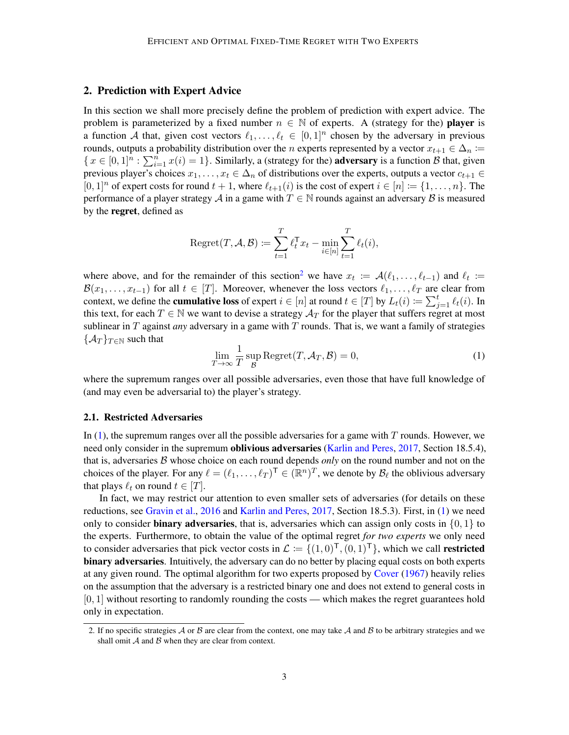## 2. Prediction with Expert Advice

In this section we shall more precisely define the problem of prediction with expert advice. The problem is parameterized by a fixed number $n \in \mathbb{N}$ of experts. A (strategy for the) **player** is a function $\mathcal{A}$ that, given cost vectors $\ell_1, \ldots, \ell_t \in [0,1]^n$ chosen by the adversary in previous rounds, outputs a probability distribution over the $n$ experts represented by a vector $x_{t+1} \in \Delta_n := \{ x \in [0,1]^n : \sum_{i=1}^n x(i) = 1 \}$. Similarly, a (strategy for the) **adversary** is a function $\mathcal{B}$ that, given previous player's choices $x_1, \ldots, x_t \in \Delta_n$ of distributions over the experts, outputs a vector $c_{t+1} \in [0,1]^n$ of expert costs for round $t+1$, where $\ell_{t+1}(i)$ is the cost of expert $i \in [n] := \{1, \ldots, n\}$. The performance of a player strategy $\mathcal{A}$ in a game with $T \in \mathbb{N}$ rounds against an adversary $\mathcal{B}$ is measured by the **regret**, defined as

$$\mathrm{Regret}(T, \mathcal{A}, \mathcal{B}) := \sum_{t=1}^{T} \ell_t^{\mathsf{T}} x_t - \min_{i \in [n]} \sum_{t=1}^{T} \ell_t(i),$$

where above, and for the remainder of this section[2] we have $x_t := \mathcal{A}(\ell_1, \ldots, \ell_{t-1})$ and $\ell_t := \mathcal{B}(x_1, \ldots, x_{t-1})$ for all $t \in [T]$. Moreover, whenever the loss vectors $\ell_1, \ldots, \ell_T$ are clear from context, we define the **cumulative loss** of expert $i \in [n]$ at round $t \in [T]$ by $L_t(i) := \sum_{j=1}^{t} \ell_t(i)$. In this text, for each $T \in \mathbb{N}$ we want to devise a strategy $\mathcal{A}_T$ for the player that suffers regret at most sublinear in $T$ against *any* adversary in a game with $T$ rounds. That is, we want a family of strategies $\{\mathcal{A}_T\}_{T \in \mathbb{N}}$ such that

$$\lim_{T \to \infty} \frac{1}{T} \sup_{\mathcal{B}} \mathrm{Regret}(T, \mathcal{A}_T, \mathcal{B}) = 0, \tag{1}$$

where the supremum ranges over all possible adversaries, even those that have full knowledge of (and may even be adversarial to) the player's strategy.

### 2.1. Restricted Adversaries

In (1), the supremum ranges over all the possible adversaries for a game with $T$ rounds. However, we need only consider in the supremum **oblivious adversaries** (Karlin and Peres, 2017, Section 18.5.4), that is, adversaries $\mathcal{B}$ whose choice on each round depends *only* on the round number and not on the choices of the player. For any $\ell = (\ell_1, \ldots, \ell_T)^{\mathsf{T}} \in (\mathbb{R}^n)^T$, we denote by $\mathcal{B}_\ell$ the oblivious adversary that plays $\ell_t$ on round $t \in [T]$.

In fact, we may restrict our attention to even smaller sets of adversaries (for details on these reductions, see Gravin et al., 2016 and Karlin and Peres, 2017, Section 18.5.3). First, in (1) we need only to consider **binary adversaries**, that is, adversaries which can assign only costs in $\{0, 1\}$ to the experts. Furthermore, to obtain the value of the optimal regret *for two experts* we only need to consider adversaries that pick vector costs in $\mathcal{L} := \{(1,0)^{\mathsf{T}}, (0,1)^{\mathsf{T}}\}$, which we call **restricted binary adversaries**. Intuitively, the adversary can do no better by placing equal costs on both experts at any given round. The optimal algorithm for two experts proposed by Cover (1967) heavily relies on the assumption that the adversary is a restricted binary one and does not extend to general costs in $[0,1]$ without resorting to randomly rounding the costs — which makes the regret guarantees hold only in expectation.

2. If no specific strategies $\mathcal{A}$ or $\mathcal{B}$ are clear from the context, one may take $\mathcal{A}$ and $\mathcal{B}$ to be arbitrary strategies and we shall omit $\mathcal{A}$ and $\mathcal{B}$ when they are clear from context.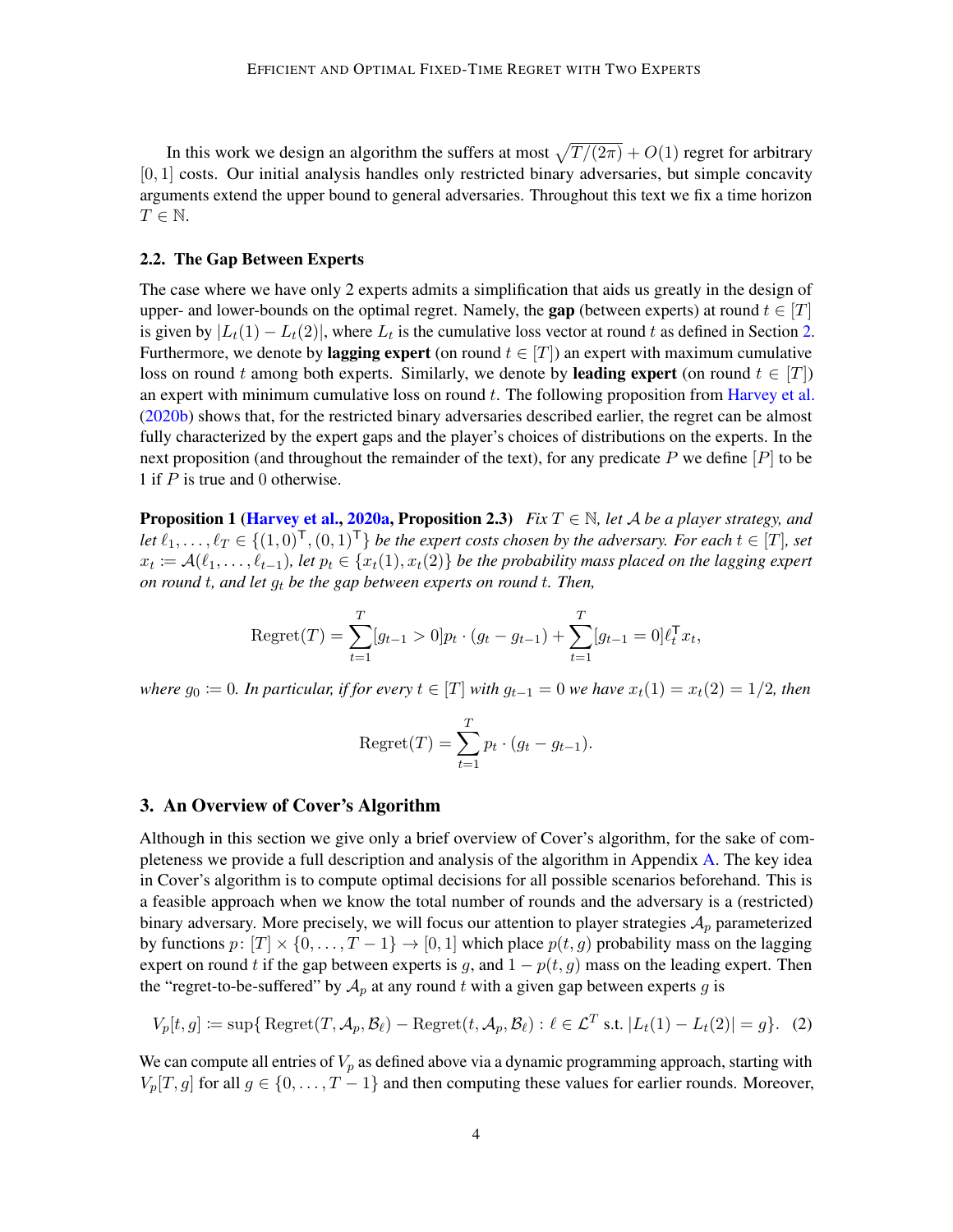In this work we design an algorithm the suffers at most $\sqrt{T/(2\pi)} + O(1)$ regret for arbitrary $[0,1]$ costs. Our initial analysis handles only restricted binary adversaries, but simple concavity arguments extend the upper bound to general adversaries. Throughout this text we fix a time horizon $T \in \mathbb{N}$.

### 2.2. The Gap Between Experts

The case where we have only 2 experts admits a simplification that aids us greatly in the design of upper- and lower-bounds on the optimal regret. Namely, the **gap** (between experts) at round $t \in [T]$ is given by $|L_t(1) - L_t(2)|$, where $L_t$ is the cumulative loss vector at round $t$ as defined in Section 2. Furthermore, we denote by **lagging expert** (on round $t \in [T]$) an expert with maximum cumulative loss on round $t$ among both experts. Similarly, we denote by **leading expert** (on round $t \in [T]$) an expert with minimum cumulative loss on round $t$. The following proposition from Harvey et al. (2020b) shows that, for the restricted binary adversaries described earlier, the regret can be almost fully characterized by the expert gaps and the player's choices of distributions on the experts. In the next proposition (and throughout the remainder of the text), for any predicate $P$ we define $[P]$ to be 1 if $P$ is true and 0 otherwise.

**Proposition 1 (Harvey et al., 2020a, Proposition 2.3)** *Fix $T \in \mathbb{N}$, let $\mathcal{A}$ be a player strategy, and let $\ell_1, \ldots, \ell_T \in \{(1,0)^\mathsf{T}, (0,1)^\mathsf{T}\}$ be the expert costs chosen by the adversary. For each $t \in [T]$, set $x_t := \mathcal{A}(\ell_1, \ldots, \ell_{t-1})$, let $p_t \in \{x_t(1), x_t(2)\}$ be the probability mass placed on the lagging expert on round $t$, and let $g_t$ be the gap between experts on round $t$. Then,*

$$\mathrm{Regret}(T) = \sum_{t=1}^{T} [g_{t-1} > 0] p_t \cdot (g_t - g_{t-1}) + \sum_{t=1}^{T} [g_{t-1} = 0] \ell_t^\mathsf{T} x_t,$$

*where $g_0 := 0$. In particular, if for every $t \in [T]$ with $g_{t-1} = 0$ we have $x_t(1) = x_t(2) = 1/2$, then*

$$\mathrm{Regret}(T) = \sum_{t=1}^{T} p_t \cdot (g_t - g_{t-1}).$$

## 3. An Overview of Cover's Algorithm

Although in this section we give only a brief overview of Cover's algorithm, for the sake of completeness we provide a full description and analysis of the algorithm in Appendix A. The key idea in Cover's algorithm is to compute optimal decisions for all possible scenarios beforehand. This is a feasible approach when we know the total number of rounds and the adversary is a (restricted) binary adversary. More precisely, we will focus our attention to player strategies $\mathcal{A}_p$ parameterized by functions $p \colon [T] \times \{0, \ldots, T-1\} \to [0,1]$ which place $p(t,g)$ probability mass on the lagging expert on round $t$ if the gap between experts is $g$, and $1 - p(t,g)$ mass on the leading expert. Then the "regret-to-be-suffered" by $\mathcal{A}_p$ at any round $t$ with a given gap between experts $g$ is

$$V_p[t,g] := \sup\{\, \mathrm{Regret}(T, \mathcal{A}_p, \mathcal{B}_\ell) - \mathrm{Regret}(t, \mathcal{A}_p, \mathcal{B}_\ell) : \ell \in \mathcal{L}^T \text{ s.t. } |L_t(1) - L_t(2)| = g\}. \quad (2)$$

We can compute all entries of $V_p$ as defined above via a dynamic programming approach, starting with $V_p[T,g]$ for all $g \in \{0, \ldots, T-1\}$ and then computing these values for earlier rounds. Moreover,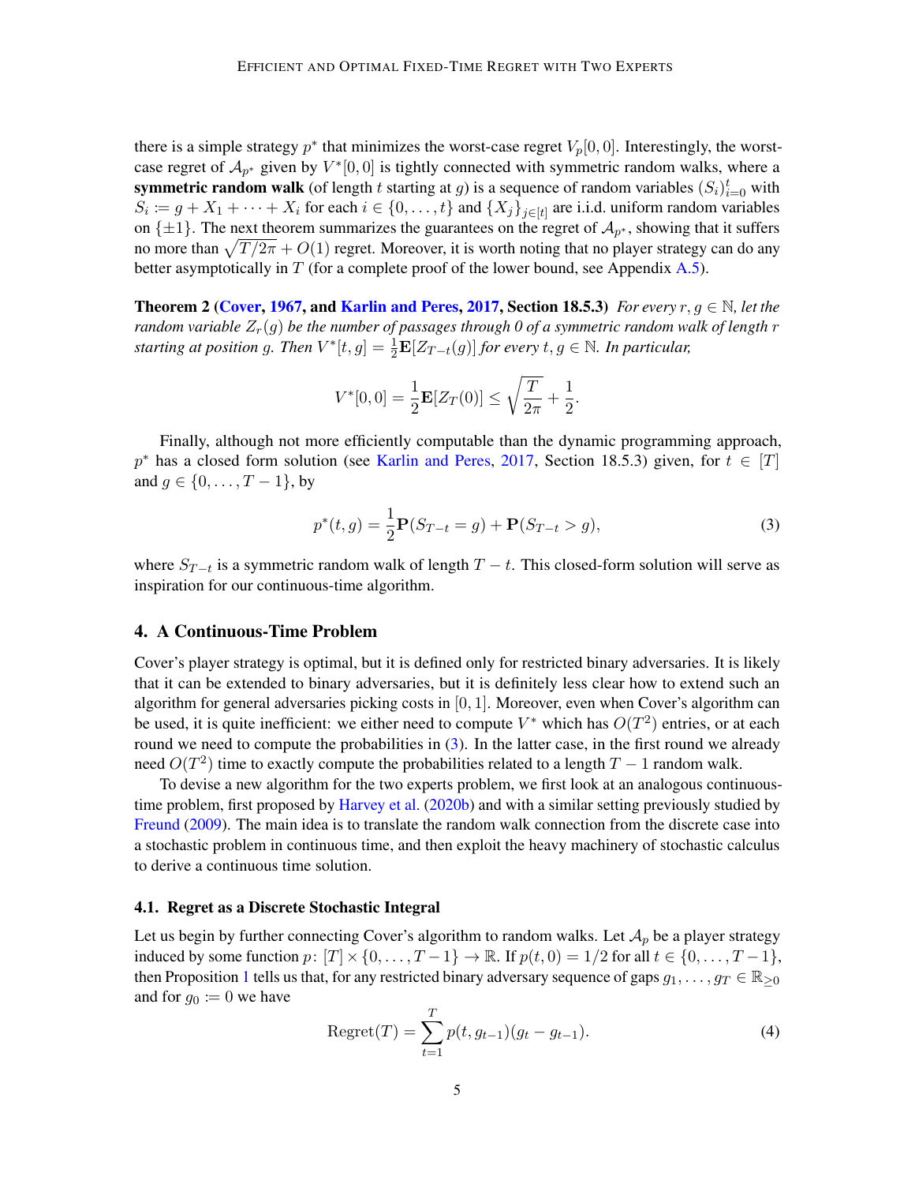there is a simple strategy $p^*$ that minimizes the worst-case regret $V_p[0,0]$. Interestingly, the worst-case regret of $\mathcal{A}_{p^*}$ given by $V^*[0,0]$ is tightly connected with symmetric random walks, where a **symmetric random walk** (of length $t$ starting at $g$) is a sequence of random variables $(S_i)_{i=0}^t$ with $S_i := g + X_1 + \cdots + X_i$ for each $i \in \{0, \ldots, t\}$ and $\{X_j\}_{j \in [t]}$ are i.i.d. uniform random variables on $\{\pm 1\}$. The next theorem summarizes the guarantees on the regret of $\mathcal{A}_{p^*}$, showing that it suffers no more than $\sqrt{T/2\pi} + O(1)$ regret. Moreover, it is worth noting that no player strategy can do any better asymptotically in $T$ (for a complete proof of the lower bound, see Appendix A.5).

**Theorem 2 (Cover, 1967, and Karlin and Peres, 2017, Section 18.5.3)** *For every $r, g \in \mathbb{N}$, let the random variable $Z_r(g)$ be the number of passages through 0 of a symmetric random walk of length $r$ starting at position $g$. Then $V^*[t,g] = \frac{1}{2}\mathbf{E}[Z_{T-t}(g)]$ for every $t, g \in \mathbb{N}$. In particular,*

$$V^*[0,0] = \frac{1}{2}\mathbf{E}[Z_T(0)] \leq \sqrt{\frac{T}{2\pi}} + \frac{1}{2}.$$

Finally, although not more efficiently computable than the dynamic programming approach, $p^*$ has a closed form solution (see Karlin and Peres, 2017, Section 18.5.3) given, for $t \in [T]$ and $g \in \{0, \ldots, T-1\}$, by

$$p^*(t,g) = \frac{1}{2}\mathbf{P}(S_{T-t} = g) + \mathbf{P}(S_{T-t} > g), \tag{3}$$

where $S_{T-t}$ is a symmetric random walk of length $T - t$. This closed-form solution will serve as inspiration for our continuous-time algorithm.

## 4. A Continuous-Time Problem

Cover's player strategy is optimal, but it is defined only for restricted binary adversaries. It is likely that it can be extended to binary adversaries, but it is definitely less clear how to extend such an algorithm for general adversaries picking costs in $[0,1]$. Moreover, even when Cover's algorithm can be used, it is quite inefficient: we either need to compute $V^*$ which has $O(T^2)$ entries, or at each round we need to compute the probabilities in (3). In the latter case, in the first round we already need $O(T^2)$ time to exactly compute the probabilities related to a length $T-1$ random walk.

To devise a new algorithm for the two experts problem, we first look at an analogous continuous-time problem, first proposed by Harvey et al. (2020b) and with a similar setting previously studied by Freund (2009). The main idea is to translate the random walk connection from the discrete case into a stochastic problem in continuous time, and then exploit the heavy machinery of stochastic calculus to derive a continuous time solution.

### 4.1. Regret as a Discrete Stochastic Integral

Let us begin by further connecting Cover's algorithm to random walks. Let $\mathcal{A}_p$ be a player strategy induced by some function $p\colon [T] \times \{0, \ldots, T-1\} \to \mathbb{R}$. If $p(t, 0) = 1/2$ for all $t \in \{0, \ldots, T-1\}$, then Proposition 1 tells us that, for any restricted binary adversary sequence of gaps $g_1, \ldots, g_T \in \mathbb{R}_{\geq 0}$ and for $g_0 := 0$ we have

$$\text{Regret}(T) = \sum_{t=1}^{T} p(t, g_{t-1})(g_t - g_{t-1}). \tag{4}$$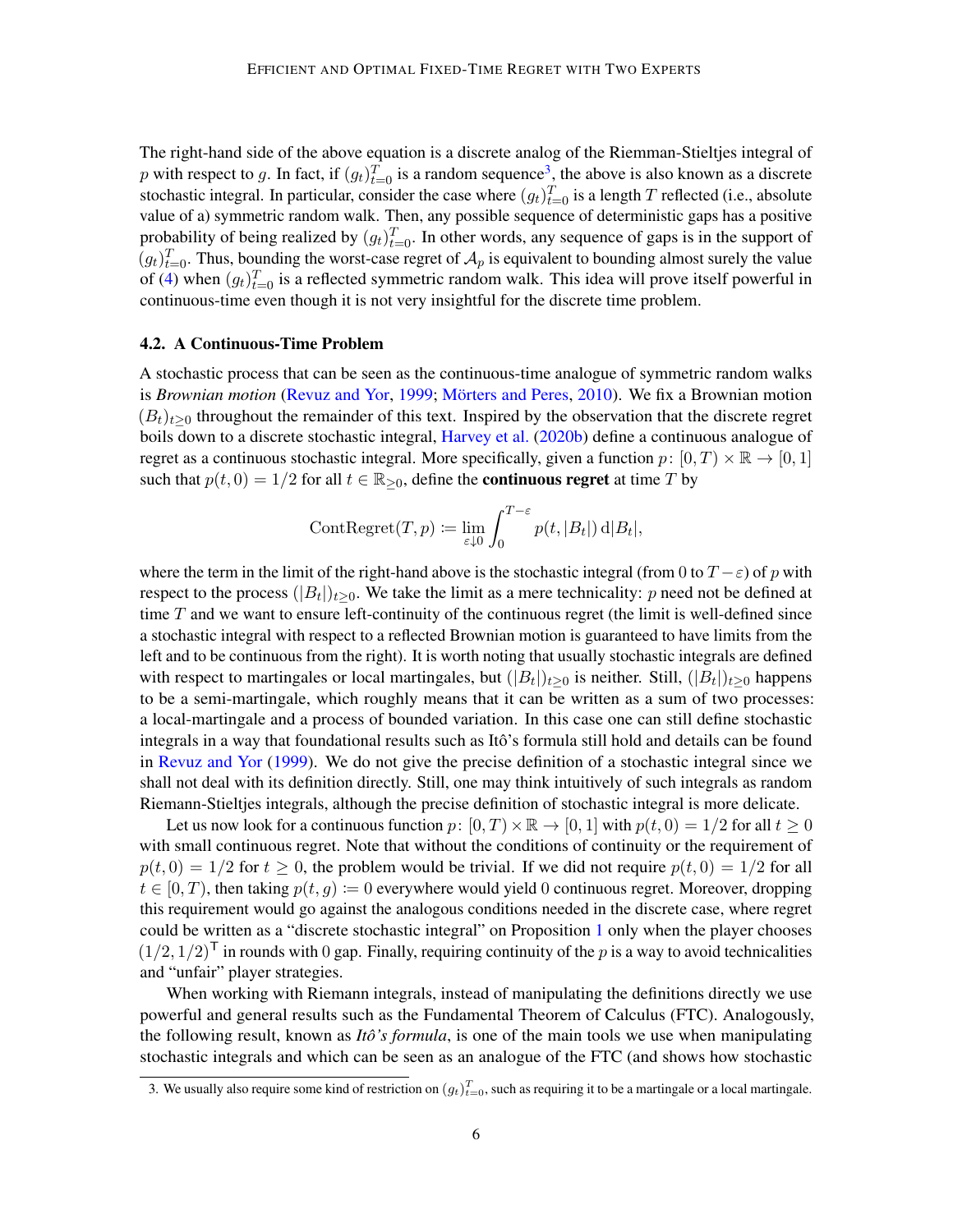The right-hand side of the above equation is a discrete analog of the Riemman-Stieltjes integral of $p$ with respect to $g$. In fact, if $(g_t)_{t=0}^T$ is a random sequence[3], the above is also known as a discrete stochastic integral. In particular, consider the case where $(g_t)_{t=0}^T$ is a length $T$ reflected (i.e., absolute value of a) symmetric random walk. Then, any possible sequence of deterministic gaps has a positive probability of being realized by $(g_t)_{t=0}^T$. In other words, any sequence of gaps is in the support of $(g_t)_{t=0}^T$. Thus, bounding the worst-case regret of $\mathcal{A}_p$ is equivalent to bounding almost surely the value of (4) when $(g_t)_{t=0}^T$ is a reflected symmetric random walk. This idea will prove itself powerful in continuous-time even though it is not very insightful for the discrete time problem.

### 4.2. A Continuous-Time Problem

A stochastic process that can be seen as the continuous-time analogue of symmetric random walks is *Brownian motion* (Revuz and Yor, 1999; Mörters and Peres, 2010). We fix a Brownian motion $(B_t)_{t\geq 0}$ throughout the remainder of this text. Inspired by the observation that the discrete regret boils down to a discrete stochastic integral, Harvey et al. (2020b) define a continuous analogue of regret as a continuous stochastic integral. More specifically, given a function $p\colon [0,T)\times\mathbb{R}\to[0,1]$ such that $p(t,0) = 1/2$ for all $t\in\mathbb{R}_{\geq 0}$, define the **continuous regret** at time $T$ by

$$\mathrm{ContRegret}(T,p) \coloneqq \lim_{\varepsilon\downarrow 0}\int_0^{T-\varepsilon} p(t,|B_t|)\,\mathrm{d}|B_t|,$$

where the term in the limit of the right-hand above is the stochastic integral (from 0 to $T-\varepsilon$) of $p$ with respect to the process $(|B_t|)_{t\geq 0}$. We take the limit as a mere technicality: $p$ need not be defined at time $T$ and we want to ensure left-continuity of the continuous regret (the limit is well-defined since a stochastic integral with respect to a reflected Brownian motion is guaranteed to have limits from the left and to be continuous from the right). It is worth noting that usually stochastic integrals are defined with respect to martingales or local martingales, but $(|B_t|)_{t\geq 0}$ is neither. Still, $(|B_t|)_{t\geq 0}$ happens to be a semi-martingale, which roughly means that it can be written as a sum of two processes: a local-martingale and a process of bounded variation. In this case one can still define stochastic integrals in a way that foundational results such as Itô's formula still hold and details can be found in Revuz and Yor (1999). We do not give the precise definition of a stochastic integral since we shall not deal with its definition directly. Still, one may think intuitively of such integrals as random Riemann-Stieltjes integrals, although the precise definition of stochastic integral is more delicate.

Let us now look for a continuous function $p\colon [0,T)\times\mathbb{R}\to[0,1]$ with $p(t,0) = 1/2$ for all $t\geq 0$ with small continuous regret. Note that without the conditions of continuity or the requirement of $p(t,0) = 1/2$ for $t\geq 0$, the problem would be trivial. If we did not require $p(t,0) = 1/2$ for all $t\in[0,T)$, then taking $p(t,g)\coloneqq 0$ everywhere would yield 0 continuous regret. Moreover, dropping this requirement would go against the analogous conditions needed in the discrete case, where regret could be written as a "discrete stochastic integral" on Proposition 1 only when the player chooses $(1/2,1/2)^{\mathsf{T}}$ in rounds with 0 gap. Finally, requiring continuity of the $p$ is a way to avoid technicalities and "unfair" player strategies.

When working with Riemann integrals, instead of manipulating the definitions directly we use powerful and general results such as the Fundamental Theorem of Calculus (FTC). Analogously, the following result, known as *Itô's formula*, is one of the main tools we use when manipulating stochastic integrals and which can be seen as an analogue of the FTC (and shows how stochastic

3. We usually also require some kind of restriction on $(g_t)_{t=0}^T$, such as requiring it to be a martingale or a local martingale.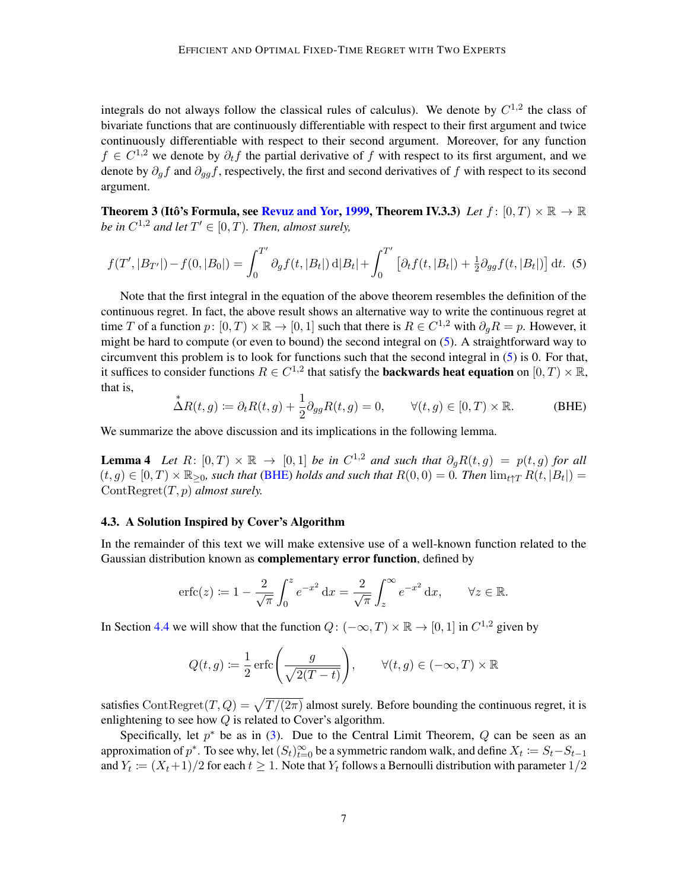integrals do not always follow the classical rules of calculus). We denote by $C^{1,2}$ the class of bivariate functions that are continuously differentiable with respect to their first argument and twice continuously differentiable with respect to their second argument. Moreover, for any function $f \in C^{1,2}$ we denote by $\partial_t f$ the partial derivative of $f$ with respect to its first argument, and we denote by $\partial_g f$ and $\partial_{gg} f$, respectively, the first and second derivatives of $f$ with respect to its second argument.

**Theorem 3 (Itô's Formula, see Revuz and Yor, 1999, Theorem IV.3.3)** *Let $f \colon [0, T) \times \mathbb{R} \to \mathbb{R}$ be in $C^{1,2}$ and let $T' \in [0, T)$. Then, almost surely,*

$$f(T', |B_{T'}|) - f(0, |B_0|) = \int_0^{T'} \partial_g f(t, |B_t|) \, \mathrm{d}|B_t| + \int_0^{T'} \left[\partial_t f(t, |B_t|) + \tfrac{1}{2}\partial_{gg} f(t, |B_t|)\right] \mathrm{d}t. \quad (5)$$

Note that the first integral in the equation of the above theorem resembles the definition of the continuous regret. In fact, the above result shows an alternative way to write the continuous regret at time $T$ of a function $p \colon [0, T) \times \mathbb{R} \to [0, 1]$ such that there is $R \in C^{1,2}$ with $\partial_g R = p$. However, it might be hard to compute (or even to bound) the second integral on (5). A straightforward way to circumvent this problem is to look for functions such that the second integral in (5) is 0. For that, it suffices to consider functions $R \in C^{1,2}$ that satisfy the **backwards heat equation** on $[0, T) \times \mathbb{R}$, that is,

$$\overset{*}{\Delta} R(t, g) := \partial_t R(t, g) + \frac{1}{2}\partial_{gg} R(t, g) = 0, \qquad \forall (t, g) \in [0, T) \times \mathbb{R}. \qquad \text{(BHE)}$$

We summarize the above discussion and its implications in the following lemma.

**Lemma 4** *Let $R \colon [0, T) \times \mathbb{R} \to [0, 1]$ be in $C^{1,2}$ and such that $\partial_g R(t, g) = p(t, g)$ for all $(t, g) \in [0, T) \times \mathbb{R}_{\geq 0}$, such that (BHE) holds and such that $R(0, 0) = 0$. Then $\lim_{t \uparrow T} R(t, |B_t|) = \mathrm{ContRegret}(T, p)$ almost surely.*

### 4.3. A Solution Inspired by Cover's Algorithm

In the remainder of this text we will make extensive use of a well-known function related to the Gaussian distribution known as **complementary error function**, defined by

$$\mathrm{erfc}(z) := 1 - \frac{2}{\sqrt{\pi}} \int_0^z e^{-x^2} \, \mathrm{d}x = \frac{2}{\sqrt{\pi}} \int_z^\infty e^{-x^2} \, \mathrm{d}x, \qquad \forall z \in \mathbb{R}.$$

In Section 4.4 we will show that the function $Q \colon (-\infty, T) \times \mathbb{R} \to [0, 1]$ in $C^{1,2}$ given by

$$Q(t, g) := \frac{1}{2} \,\mathrm{erfc}\left(\frac{g}{\sqrt{2(T - t)}}\right), \qquad \forall (t, g) \in (-\infty, T) \times \mathbb{R}$$

satisfies $\mathrm{ContRegret}(T, Q) = \sqrt{T/(2\pi)}$ almost surely. Before bounding the continuous regret, it is enlightening to see how $Q$ is related to Cover's algorithm.

Specifically, let $p^*$ be as in (3). Due to the Central Limit Theorem, $Q$ can be seen as an approximation of $p^*$. To see why, let $(S_t)_{t=0}^\infty$ be a symmetric random walk, and define $X_t := S_t - S_{t-1}$ and $Y_t := (X_t + 1)/2$ for each $t \geq 1$. Note that $Y_t$ follows a Bernoulli distribution with parameter $1/2$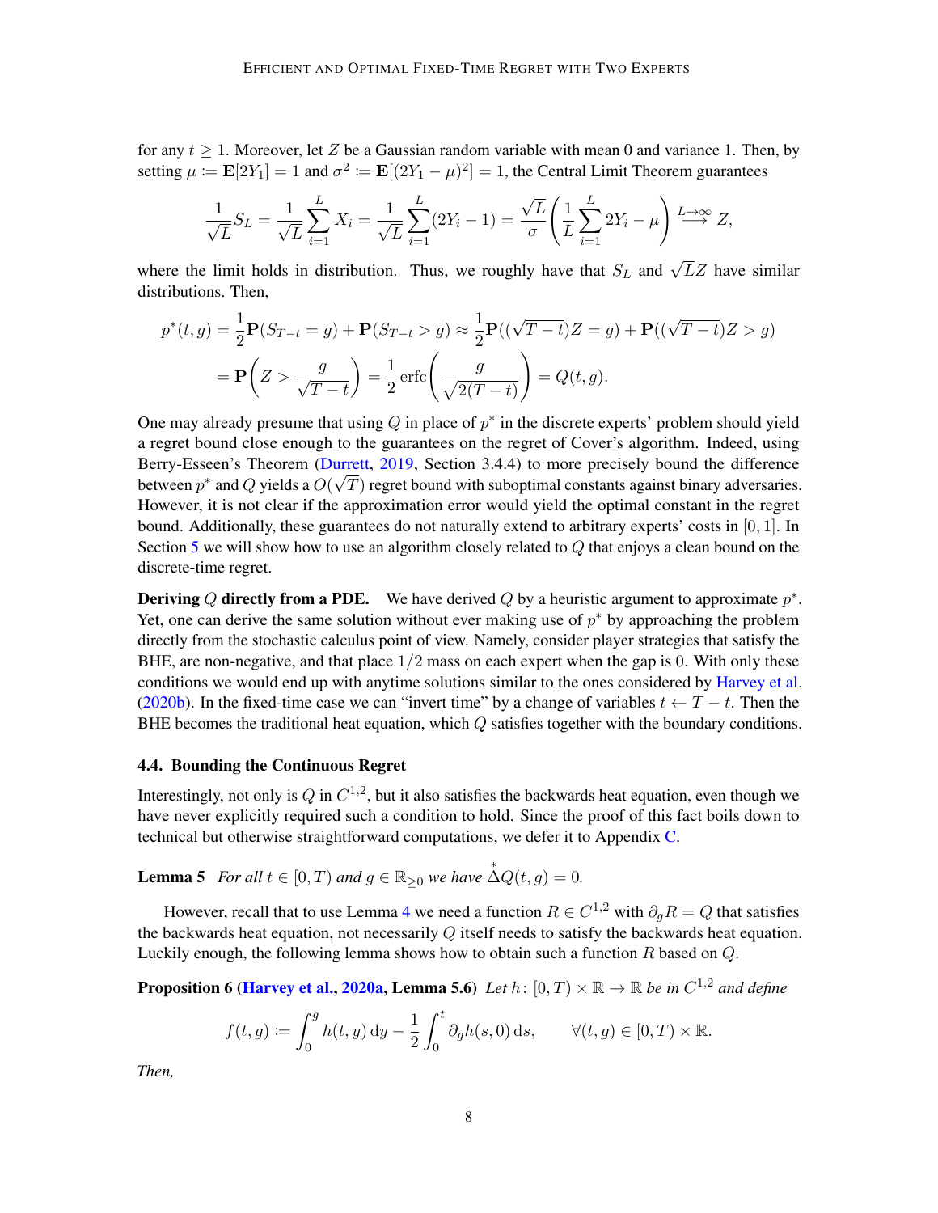for any $t \geq 1$. Moreover, let $Z$ be a Gaussian random variable with mean 0 and variance 1. Then, by setting $\mu := \mathbf{E}[2Y_1] = 1$ and $\sigma^2 := \mathbf{E}[(2Y_1 - \mu)^2] = 1$, the Central Limit Theorem guarantees

$$\frac{1}{\sqrt{L}} S_L = \frac{1}{\sqrt{L}} \sum_{i=1}^{L} X_i = \frac{1}{\sqrt{L}} \sum_{i=1}^{L} (2Y_i - 1) = \frac{\sqrt{L}}{\sigma} \left( \frac{1}{L} \sum_{i=1}^{L} 2Y_i - \mu \right) \overset{L \to \infty}{\longrightarrow} Z,$$

where the limit holds in distribution. Thus, we roughly have that $S_L$ and $\sqrt{L}Z$ have similar distributions. Then,

$$\begin{aligned} p^*(t, g) &= \frac{1}{2} \mathbf{P}(S_{T-t} = g) + \mathbf{P}(S_{T-t} > g) \approx \frac{1}{2} \mathbf{P}((\sqrt{T-t})Z = g) + \mathbf{P}((\sqrt{T-t})Z > g) \\ &= \mathbf{P}\left( Z > \frac{g}{\sqrt{T-t}} \right) = \frac{1}{2} \operatorname{erfc}\left( \frac{g}{\sqrt{2(T-t)}} \right) = Q(t, g). \end{aligned}$$

One may already presume that using $Q$ in place of $p^*$ in the discrete experts' problem should yield a regret bound close enough to the guarantees on the regret of Cover's algorithm. Indeed, using Berry-Esseen's Theorem (Durrett, 2019, Section 3.4.4) to more precisely bound the difference between $p^*$ and $Q$ yields a $O(\sqrt{T})$ regret bound with suboptimal constants against binary adversaries. However, it is not clear if the approximation error would yield the optimal constant in the regret bound. Additionally, these guarantees do not naturally extend to arbitrary experts' costs in $[0, 1]$. In Section 5 we will show how to use an algorithm closely related to $Q$ that enjoys a clean bound on the discrete-time regret.

**Deriving $Q$ directly from a PDE.** We have derived $Q$ by a heuristic argument to approximate $p^*$. Yet, one can derive the same solution without ever making use of $p^*$ by approaching the problem directly from the stochastic calculus point of view. Namely, consider player strategies that satisfy the BHE, are non-negative, and that place $1/2$ mass on each expert when the gap is 0. With only these conditions we would end up with anytime solutions similar to the ones considered by Harvey et al. (2020b). In the fixed-time case we can "invert time" by a change of variables $t \leftarrow T - t$. Then the BHE becomes the traditional heat equation, which $Q$ satisfies together with the boundary conditions.

### 4.4. Bounding the Continuous Regret

Interestingly, not only is $Q$ in $C^{1,2}$, but it also satisfies the backwards heat equation, even though we have never explicitly required such a condition to hold. Since the proof of this fact boils down to technical but otherwise straightforward computations, we defer it to Appendix C.

**Lemma 5** *For all $t \in [0, T)$ and $g \in \mathbb{R}_{\geq 0}$ we have $\overset{*}{\Delta} Q(t, g) = 0$.*

However, recall that to use Lemma 4 we need a function $R \in C^{1,2}$ with $\partial_g R = Q$ that satisfies the backwards heat equation, not necessarily $Q$ itself needs to satisfy the backwards heat equation. Luckily enough, the following lemma shows how to obtain such a function $R$ based on $Q$.

**Proposition 6 (Harvey et al., 2020a, Lemma 5.6)** *Let $h \colon [0, T) \times \mathbb{R} \to \mathbb{R}$ be in $C^{1,2}$ and define*

$$f(t, g) := \int_0^g h(t, y) \, \mathrm{d}y - \frac{1}{2} \int_0^t \partial_g h(s, 0) \, \mathrm{d}s, \qquad \forall (t, g) \in [0, T) \times \mathbb{R}.$$

*Then,*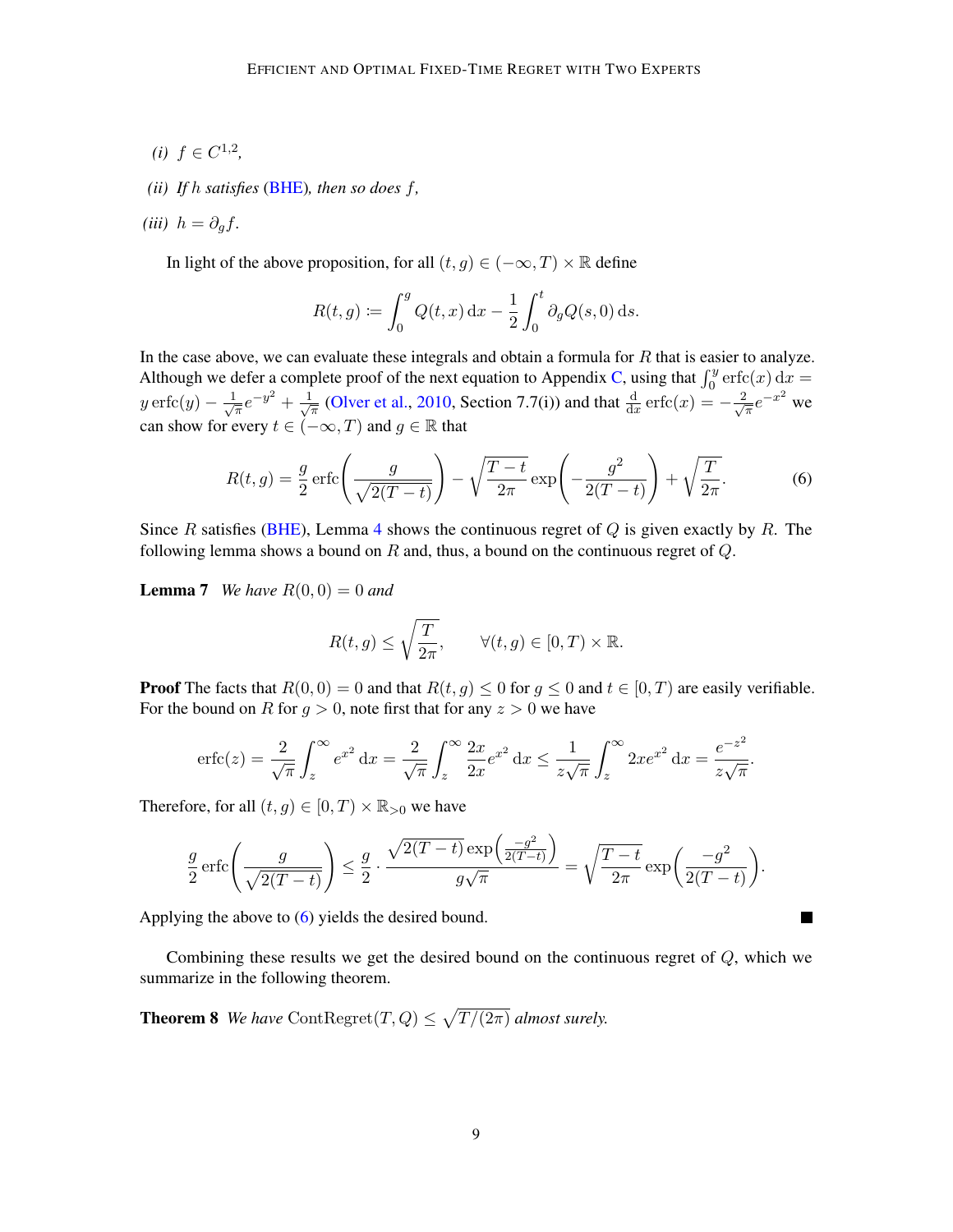*(i)* $f \in C^{1,2}$,

*(ii)* *If* $h$ *satisfies* (BHE), *then so does* $f$,

*(iii)* $h = \partial_g f$.

In light of the above proposition, for all $(t, g) \in (-\infty, T) \times \mathbb{R}$ define

$$R(t, g) \coloneqq \int_0^g Q(t, x)\, \mathrm{d}x - \frac{1}{2}\int_0^t \partial_g Q(s, 0)\, \mathrm{d}s.$$

In the case above, we can evaluate these integrals and obtain a formula for $R$ that is easier to analyze. Although we defer a complete proof of the next equation to Appendix C, using that $\int_0^y \operatorname{erfc}(x)\, \mathrm{d}x = y \operatorname{erfc}(y) - \frac{1}{\sqrt{\pi}} e^{-y^2} + \frac{1}{\sqrt{\pi}}$ (Olver et al., 2010, Section 7.7(i)) and that $\frac{\mathrm{d}}{\mathrm{d}x} \operatorname{erfc}(x) = -\frac{2}{\sqrt{\pi}} e^{-x^2}$ we can show for every $t \in (-\infty, T)$ and $g \in \mathbb{R}$ that

$$R(t, g) = \frac{g}{2} \operatorname{erfc}\left(\frac{g}{\sqrt{2(T-t)}}\right) - \sqrt{\frac{T-t}{2\pi}} \exp\left(-\frac{g^2}{2(T-t)}\right) + \sqrt{\frac{T}{2\pi}}. \tag{6}$$

Since $R$ satisfies (BHE), Lemma 4 shows the continuous regret of $Q$ is given exactly by $R$. The following lemma shows a bound on $R$ and, thus, a bound on the continuous regret of $Q$.

**Lemma 7** *We have* $R(0, 0) = 0$ *and*

$$R(t, g) \leq \sqrt{\frac{T}{2\pi}}, \qquad \forall (t, g) \in [0, T) \times \mathbb{R}.$$

**Proof** The facts that $R(0, 0) = 0$ and that $R(t, g) \leq 0$ for $g \leq 0$ and $t \in [0, T)$ are easily verifiable. For the bound on $R$ for $g > 0$, note first that for any $z > 0$ we have

$$\operatorname{erfc}(z) = \frac{2}{\sqrt{\pi}} \int_z^\infty e^{x^2}\, \mathrm{d}x = \frac{2}{\sqrt{\pi}} \int_z^\infty \frac{2x}{2x} e^{x^2}\, \mathrm{d}x \leq \frac{1}{z\sqrt{\pi}} \int_z^\infty 2x e^{x^2}\, \mathrm{d}x = \frac{e^{-z^2}}{z\sqrt{\pi}}.$$

Therefore, for all $(t, g) \in [0, T) \times \mathbb{R}_{>0}$ we have

$$\frac{g}{2} \operatorname{erfc}\left(\frac{g}{\sqrt{2(T-t)}}\right) \leq \frac{g}{2} \cdot \frac{\sqrt{2(T-t)} \exp\left(\frac{-g^2}{2(T-t)}\right)}{g\sqrt{\pi}} = \sqrt{\frac{T-t}{2\pi}} \exp\left(\frac{-g^2}{2(T-t)}\right).$$

Applying the above to (6) yields the desired bound. ■

Combining these results we get the desired bound on the continuous regret of $Q$, which we summarize in the following theorem.

**Theorem 8** *We have* $\operatorname{ContRegret}(T, Q) \leq \sqrt{T/(2\pi)}$ *almost surely.*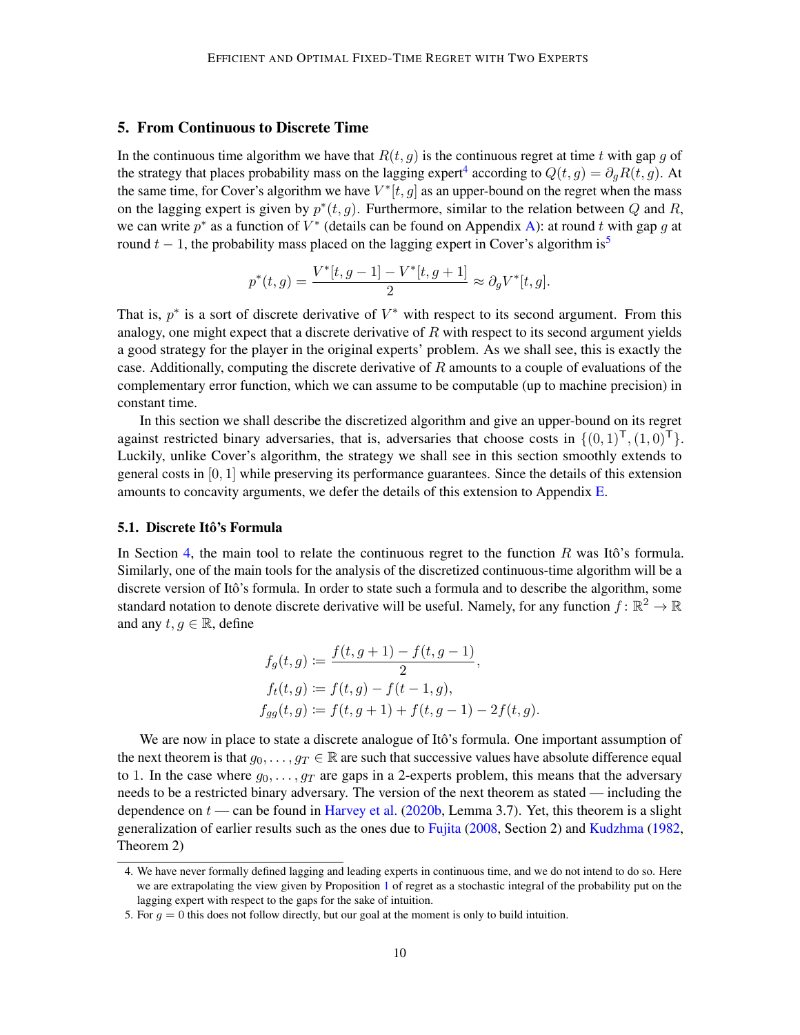## 5. From Continuous to Discrete Time

In the continuous time algorithm we have that $R(t, g)$ is the continuous regret at time $t$ with gap $g$ of the strategy that places probability mass on the lagging expert[4] according to $Q(t, g) = \partial_g R(t, g)$. At the same time, for Cover's algorithm we have $V^*[t, g]$ as an upper-bound on the regret when the mass on the lagging expert is given by $p^*(t, g)$. Furthermore, similar to the relation between $Q$ and $R$, we can write $p^*$ as a function of $V^*$ (details can be found on Appendix A): at round $t$ with gap $g$ at round $t-1$, the probability mass placed on the lagging expert in Cover's algorithm is[5]

$$p^*(t, g) = \frac{V^*[t, g-1] - V^*[t, g+1]}{2} \approx \partial_g V^*[t, g].$$

That is, $p^*$ is a sort of discrete derivative of $V^*$ with respect to its second argument. From this analogy, one might expect that a discrete derivative of $R$ with respect to its second argument yields a good strategy for the player in the original experts' problem. As we shall see, this is exactly the case. Additionally, computing the discrete derivative of $R$ amounts to a couple of evaluations of the complementary error function, which we can assume to be computable (up to machine precision) in constant time.

In this section we shall describe the discretized algorithm and give an upper-bound on its regret against restricted binary adversaries, that is, adversaries that choose costs in $\{(0, 1)^\mathsf{T}, (1, 0)^\mathsf{T}\}$. Luckily, unlike Cover's algorithm, the strategy we shall see in this section smoothly extends to general costs in $[0, 1]$ while preserving its performance guarantees. Since the details of this extension amounts to concavity arguments, we defer the details of this extension to Appendix E.

### 5.1. Discrete Itô's Formula

In Section 4, the main tool to relate the continuous regret to the function $R$ was Itô's formula. Similarly, one of the main tools for the analysis of the discretized continuous-time algorithm will be a discrete version of Itô's formula. In order to state such a formula and to describe the algorithm, some standard notation to denote discrete derivative will be useful. Namely, for any function $f\colon \mathbb{R}^2 \to \mathbb{R}$ and any $t, g \in \mathbb{R}$, define

$$\begin{aligned}
f_g(t, g) &\coloneqq \frac{f(t, g+1) - f(t, g-1)}{2}, \\
f_t(t, g) &\coloneqq f(t, g) - f(t-1, g), \\
f_{gg}(t, g) &\coloneqq f(t, g+1) + f(t, g-1) - 2f(t, g).
\end{aligned}$$

We are now in place to state a discrete analogue of Itô's formula. One important assumption of the next theorem is that $g_0, \ldots, g_T \in \mathbb{R}$ are such that successive values have absolute difference equal to 1. In the case where $g_0, \ldots, g_T$ are gaps in a 2-experts problem, this means that the adversary needs to be a restricted binary adversary. The version of the next theorem as stated — including the dependence on $t$ — can be found in Harvey et al. (2020b, Lemma 3.7). Yet, this theorem is a slight generalization of earlier results such as the ones due to Fujita (2008, Section 2) and Kudzhma (1982, Theorem 2)

4. We have never formally defined lagging and leading experts in continuous time, and we do not intend to do so. Here we are extrapolating the view given by Proposition 1 of regret as a stochastic integral of the probability put on the lagging expert with respect to the gaps for the sake of intuition.

5. For $g = 0$ this does not follow directly, but our goal at the moment is only to build intuition.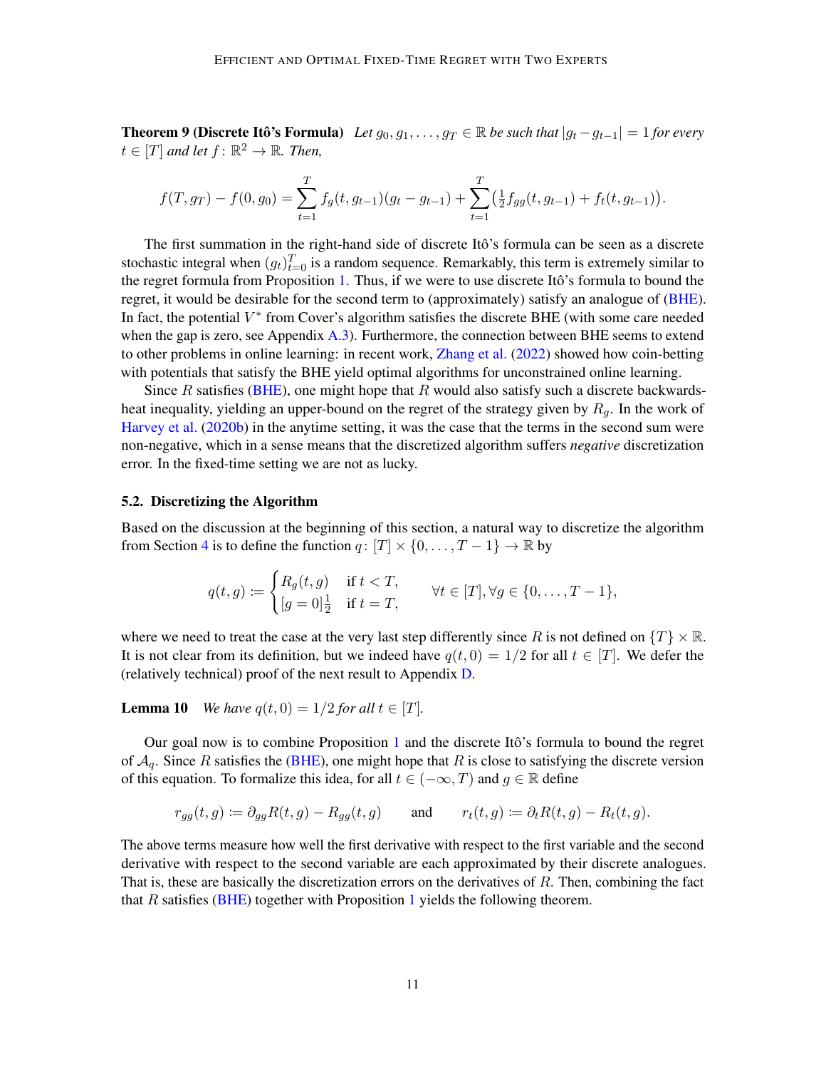**Theorem 9 (Discrete Itô's Formula)** *Let $g_0, g_1, \ldots, g_T \in \mathbb{R}$ be such that $|g_t - g_{t-1}| = 1$ for every $t \in [T]$ and let $f \colon \mathbb{R}^2 \to \mathbb{R}$. Then,*

$$f(T, g_T) - f(0, g_0) = \sum_{t=1}^{T} f_g(t, g_{t-1})(g_t - g_{t-1}) + \sum_{t=1}^{T} \left(\tfrac{1}{2} f_{gg}(t, g_{t-1}) + f_t(t, g_{t-1})\right).$$

The first summation in the right-hand side of discrete Itô's formula can be seen as a discrete stochastic integral when $(g_t)_{t=0}^T$ is a random sequence. Remarkably, this term is extremely similar to the regret formula from Proposition 1. Thus, if we were to use discrete Itô's formula to bound the regret, it would be desirable for the second term to (approximately) satisfy an analogue of (BHE). In fact, the potential $V^*$ from Cover's algorithm satisfies the discrete BHE (with some care needed when the gap is zero, see Appendix A.3). Furthermore, the connection between BHE seems to extend to other problems in online learning: in recent work, Zhang et al. (2022) showed how coin-betting with potentials that satisfy the BHE yield optimal algorithms for unconstrained online learning.

Since $R$ satisfies (BHE), one might hope that $R$ would also satisfy such a discrete backwards-heat inequality, yielding an upper-bound on the regret of the strategy given by $R_g$. In the work of Harvey et al. (2020b) in the anytime setting, it was the case that the terms in the second sum were non-negative, which in a sense means that the discretized algorithm suffers *negative* discretization error. In the fixed-time setting we are not as lucky.

## 5.2. Discretizing the Algorithm

Based on the discussion at the beginning of this section, a natural way to discretize the algorithm from Section 4 is to define the function $q \colon [T] \times \{0, \ldots, T-1\} \to \mathbb{R}$ by

$$q(t, g) := \begin{cases} R_g(t, g) & \text{if } t < T, \\ [g = 0]\frac{1}{2} & \text{if } t = T, \end{cases} \qquad \forall t \in [T], \forall g \in \{0, \ldots, T-1\},$$

where we need to treat the case at the very last step differently since $R$ is not defined on $\{T\} \times \mathbb{R}$. It is not clear from its definition, but we indeed have $q(t, 0) = 1/2$ for all $t \in [T]$. We defer the (relatively technical) proof of the next result to Appendix D.

**Lemma 10** *We have $q(t, 0) = 1/2$ for all $t \in [T]$.*

Our goal now is to combine Proposition 1 and the discrete Itô's formula to bound the regret of $\mathcal{A}_q$. Since $R$ satisfies the (BHE), one might hope that $R$ is close to satisfying the discrete version of this equation. To formalize this idea, for all $t \in (-\infty, T)$ and $g \in \mathbb{R}$ define

$$r_{gg}(t, g) := \partial_{gg} R(t, g) - R_{gg}(t, g) \qquad \text{and} \qquad r_t(t, g) := \partial_t R(t, g) - R_t(t, g).$$

The above terms measure how well the first derivative with respect to the first variable and the second derivative with respect to the second variable are each approximated by their discrete analogues. That is, these are basically the discretization errors on the derivatives of $R$. Then, combining the fact that $R$ satisfies (BHE) together with Proposition 1 yields the following theorem.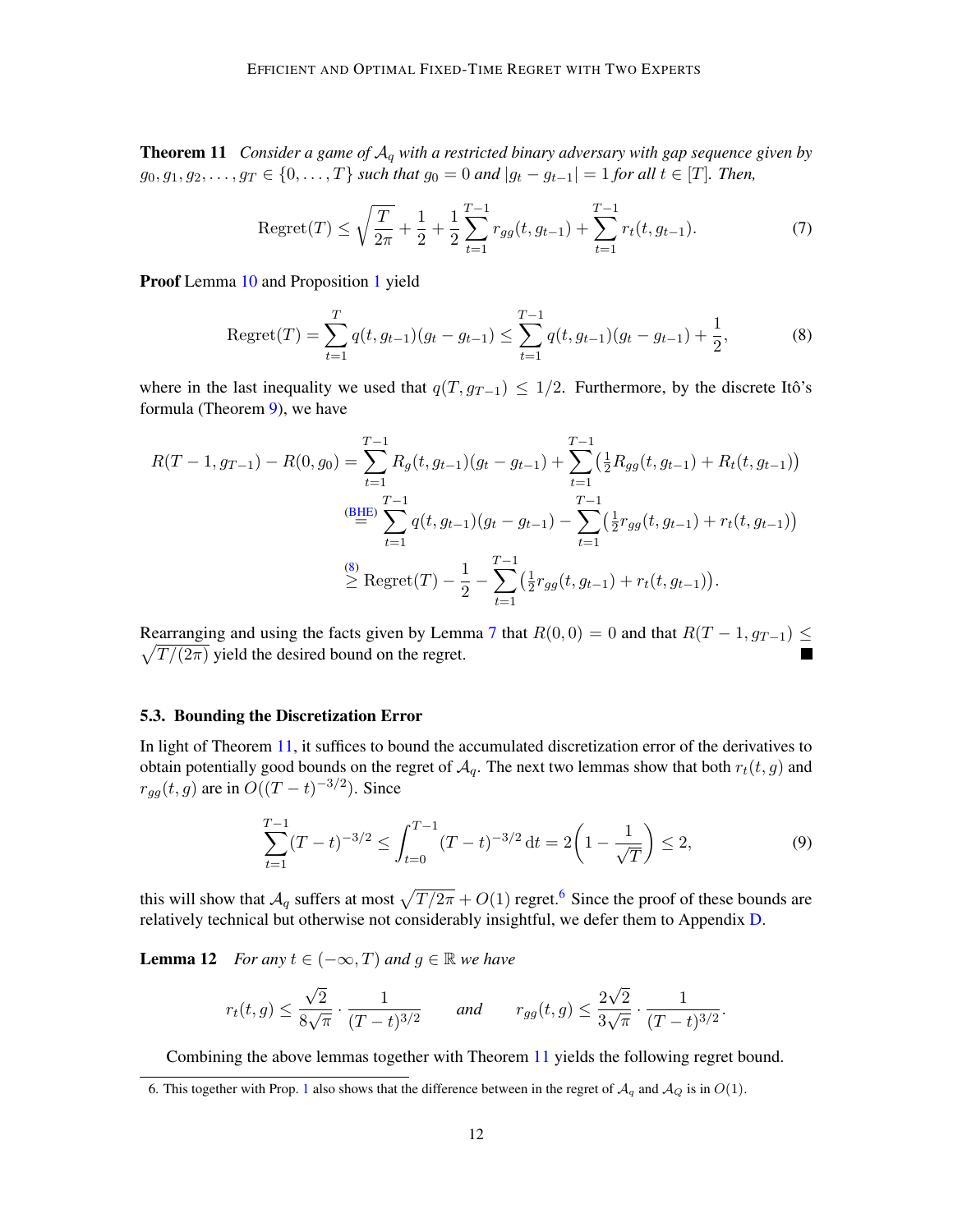**Theorem 11** *Consider a game of $\mathcal{A}_q$ with a restricted binary adversary with gap sequence given by $g_0, g_1, g_2, \ldots, g_T \in \{0, \ldots, T\}$ such that $g_0 = 0$ and $|g_t - g_{t-1}| = 1$ for all $t \in [T]$. Then,*

$$\operatorname{Regret}(T) \leq \sqrt{\frac{T}{2\pi}} + \frac{1}{2} + \frac{1}{2}\sum_{t=1}^{T-1} r_{gg}(t, g_{t-1}) + \sum_{t=1}^{T-1} r_t(t, g_{t-1}). \tag{7}$$

**Proof** Lemma 10 and Proposition 1 yield

$$\operatorname{Regret}(T) = \sum_{t=1}^{T} q(t, g_{t-1})(g_t - g_{t-1}) \leq \sum_{t=1}^{T-1} q(t, g_{t-1})(g_t - g_{t-1}) + \frac{1}{2}, \tag{8}$$

where in the last inequality we used that $q(T, g_{T-1}) \leq 1/2$. Furthermore, by the discrete Itô's formula (Theorem 9), we have

$$\begin{aligned}
R(T-1, g_{T-1}) - R(0, g_0) &= \sum_{t=1}^{T-1} R_g(t, g_{t-1})(g_t - g_{t-1}) + \sum_{t=1}^{T-1} \big(\tfrac{1}{2} R_{gg}(t, g_{t-1}) + R_t(t, g_{t-1})\big) \\
&\overset{\text{(BHE)}}{=} \sum_{t=1}^{T-1} q(t, g_{t-1})(g_t - g_{t-1}) - \sum_{t=1}^{T-1} \big(\tfrac{1}{2} r_{gg}(t, g_{t-1}) + r_t(t, g_{t-1})\big) \\
&\overset{(8)}{\geq} \operatorname{Regret}(T) - \frac{1}{2} - \sum_{t=1}^{T-1} \big(\tfrac{1}{2} r_{gg}(t, g_{t-1}) + r_t(t, g_{t-1})\big).
\end{aligned}$$

Rearranging and using the facts given by Lemma 7 that $R(0, 0) = 0$ and that $R(T-1, g_{T-1}) \leq \sqrt{T/(2\pi)}$ yield the desired bound on the regret. ∎

### 5.3. Bounding the Discretization Error

In light of Theorem 11, it suffices to bound the accumulated discretization error of the derivatives to obtain potentially good bounds on the regret of $\mathcal{A}_q$. The next two lemmas show that both $r_t(t, g)$ and $r_{gg}(t, g)$ are in $O((T-t)^{-3/2})$. Since

$$\sum_{t=1}^{T-1} (T-t)^{-3/2} \leq \int_{t=0}^{T-1} (T-t)^{-3/2} \, \mathrm{d}t = 2\left(1 - \frac{1}{\sqrt{T}}\right) \leq 2, \tag{9}$$

this will show that $\mathcal{A}_q$ suffers at most $\sqrt{T/2\pi} + O(1)$ regret.[6] Since the proof of these bounds are relatively technical but otherwise not considerably insightful, we defer them to Appendix D.

**Lemma 12** *For any $t \in (-\infty, T)$ and $g \in \mathbb{R}$ we have*

$$r_t(t, g) \leq \frac{\sqrt{2}}{8\sqrt{\pi}} \cdot \frac{1}{(T-t)^{3/2}} \qquad \textit{and} \qquad r_{gg}(t, g) \leq \frac{2\sqrt{2}}{3\sqrt{\pi}} \cdot \frac{1}{(T-t)^{3/2}}.$$

Combining the above lemmas together with Theorem 11 yields the following regret bound.

6. This together with Prop. 1 also shows that the difference between in the regret of $\mathcal{A}_q$ and $\mathcal{A}_Q$ is in $O(1)$.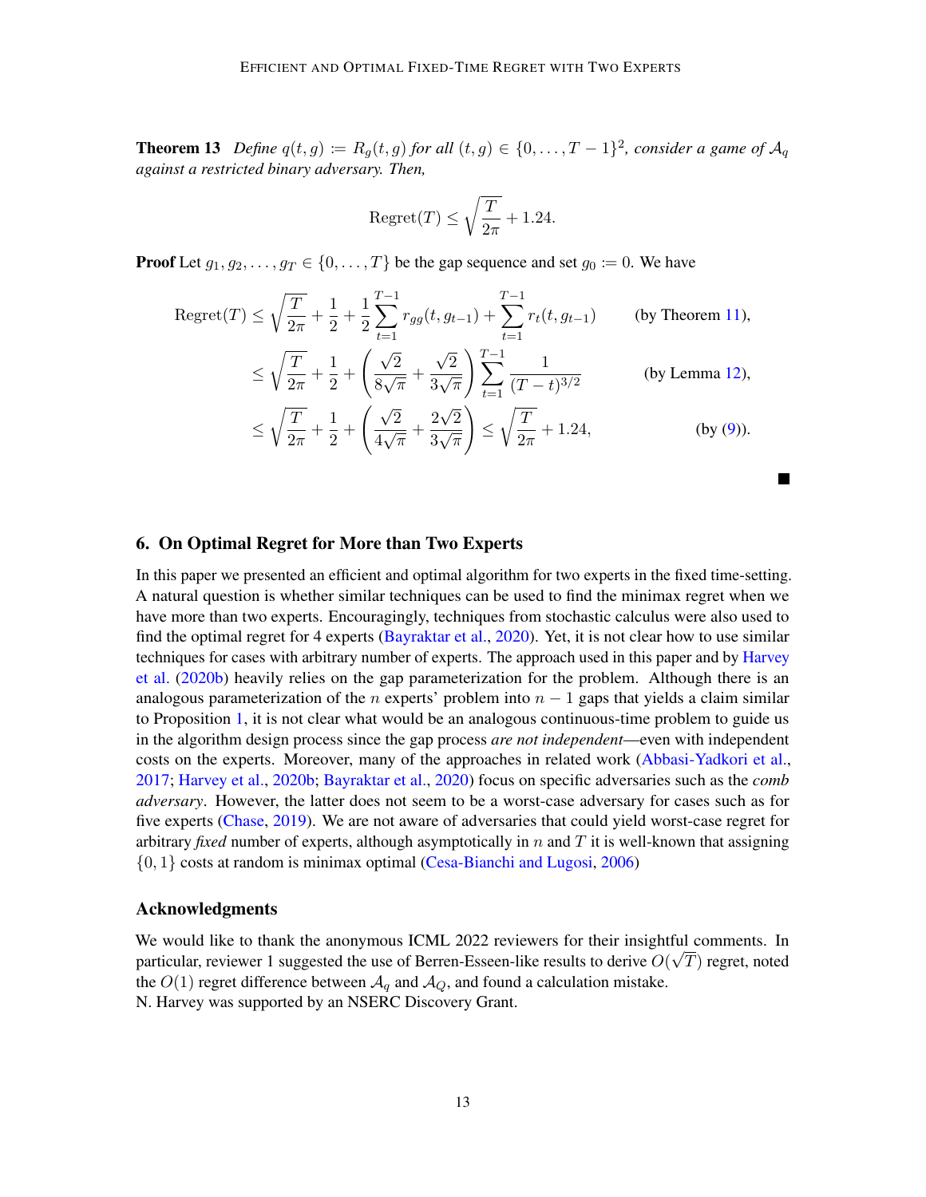**Theorem 13** *Define $q(t, g) \coloneqq R_g(t, g)$ for all $(t, g) \in \{0, \ldots, T-1\}^2$, consider a game of $\mathcal{A}_q$ against a restricted binary adversary. Then,*

$$\mathrm{Regret}(T) \leq \sqrt{\frac{T}{2\pi}} + 1.24.$$

**Proof** Let $g_1, g_2, \ldots, g_T \in \{0, \ldots, T\}$ be the gap sequence and set $g_0 \coloneqq 0$. We have

$$\begin{aligned}
\mathrm{Regret}(T) &\leq \sqrt{\frac{T}{2\pi}} + \frac{1}{2} + \frac{1}{2}\sum_{t=1}^{T-1} r_{gg}(t, g_{t-1}) + \sum_{t=1}^{T-1} r_t(t, g_{t-1}) && \text{(by Theorem 11)}, \\
&\leq \sqrt{\frac{T}{2\pi}} + \frac{1}{2} + \left(\frac{\sqrt{2}}{8\sqrt{\pi}} + \frac{\sqrt{2}}{3\sqrt{\pi}}\right)\sum_{t=1}^{T-1} \frac{1}{(T-t)^{3/2}} && \text{(by Lemma 12)}, \\
&\leq \sqrt{\frac{T}{2\pi}} + \frac{1}{2} + \left(\frac{\sqrt{2}}{4\sqrt{\pi}} + \frac{2\sqrt{2}}{3\sqrt{\pi}}\right) \leq \sqrt{\frac{T}{2\pi}} + 1.24, && \text{(by (9))}.
\end{aligned}$$

■

## 6. On Optimal Regret for More than Two Experts

In this paper we presented an efficient and optimal algorithm for two experts in the fixed time-setting. A natural question is whether similar techniques can be used to find the minimax regret when we have more than two experts. Encouragingly, techniques from stochastic calculus were also used to find the optimal regret for 4 experts (Bayraktar et al., 2020). Yet, it is not clear how to use similar techniques for cases with arbitrary number of experts. The approach used in this paper and by Harvey et al. (2020b) heavily relies on the gap parameterization for the problem. Although there is an analogous parameterization of the $n$ experts' problem into $n-1$ gaps that yields a claim similar to Proposition 1, it is not clear what would be an analogous continuous-time problem to guide us in the algorithm design process since the gap process *are not independent*—even with independent costs on the experts. Moreover, many of the approaches in related work (Abbasi-Yadkori et al., 2017; Harvey et al., 2020b; Bayraktar et al., 2020) focus on specific adversaries such as the *comb adversary*. However, the latter does not seem to be a worst-case adversary for cases such as for five experts (Chase, 2019). We are not aware of adversaries that could yield worst-case regret for arbitrary *fixed* number of experts, although asymptotically in $n$ and $T$ it is well-known that assigning $\{0, 1\}$ costs at random is minimax optimal (Cesa-Bianchi and Lugosi, 2006)

### Acknowledgments

We would like to thank the anonymous ICML 2022 reviewers for their insightful comments. In particular, reviewer 1 suggested the use of Berren-Esseen-like results to derive $O(\sqrt{T})$ regret, noted the $O(1)$ regret difference between $\mathcal{A}_q$ and $\mathcal{A}_Q$, and found a calculation mistake.
N. Harvey was supported by an NSERC Discovery Grant.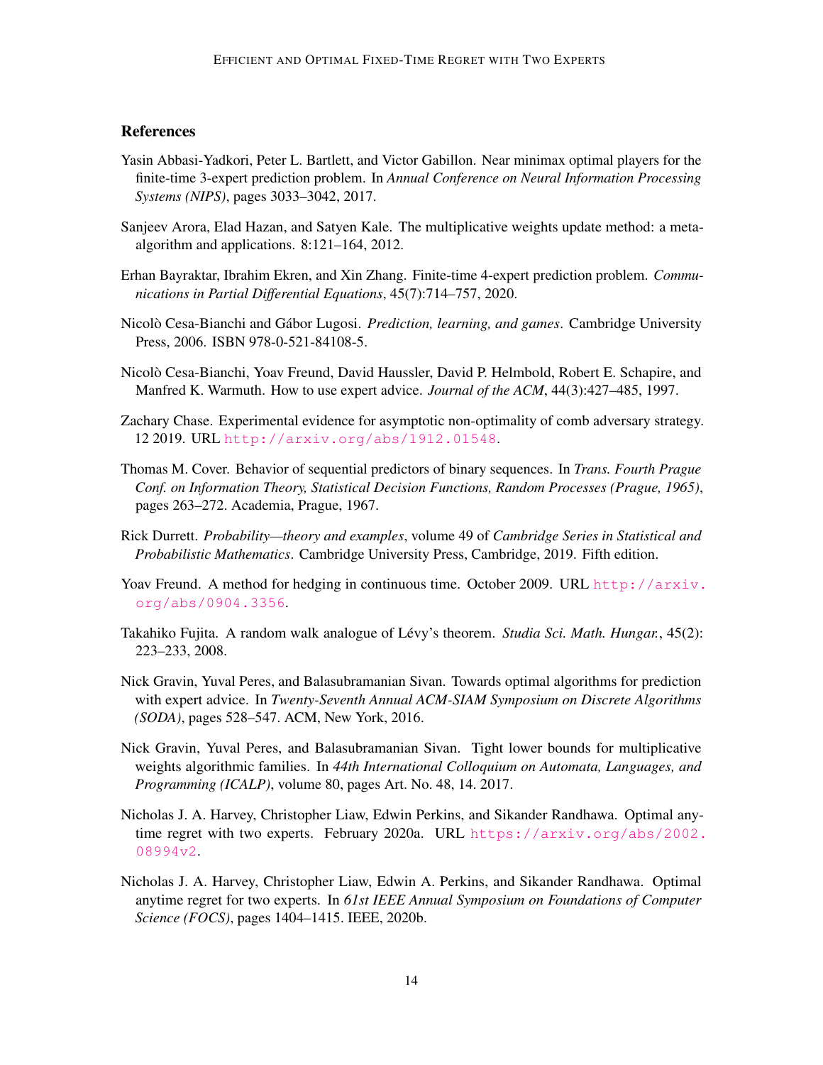## References

Yasin Abbasi-Yadkori, Peter L. Bartlett, and Victor Gabillon. Near minimax optimal players for the finite-time 3-expert prediction problem. In *Annual Conference on Neural Information Processing Systems (NIPS)*, pages 3033–3042, 2017.

Sanjeev Arora, Elad Hazan, and Satyen Kale. The multiplicative weights update method: a meta-algorithm and applications. 8:121–164, 2012.

Erhan Bayraktar, Ibrahim Ekren, and Xin Zhang. Finite-time 4-expert prediction problem. *Communications in Partial Differential Equations*, 45(7):714–757, 2020.

Nicolò Cesa-Bianchi and Gábor Lugosi. *Prediction, learning, and games*. Cambridge University Press, 2006. ISBN 978-0-521-84108-5.

Nicolò Cesa-Bianchi, Yoav Freund, David Haussler, David P. Helmbold, Robert E. Schapire, and Manfred K. Warmuth. How to use expert advice. *Journal of the ACM*, 44(3):427–485, 1997.

Zachary Chase. Experimental evidence for asymptotic non-optimality of comb adversary strategy. 12 2019. URL http://arxiv.org/abs/1912.01548.

Thomas M. Cover. Behavior of sequential predictors of binary sequences. In *Trans. Fourth Prague Conf. on Information Theory, Statistical Decision Functions, Random Processes (Prague, 1965)*, pages 263–272. Academia, Prague, 1967.

Rick Durrett. *Probability—theory and examples*, volume 49 of *Cambridge Series in Statistical and Probabilistic Mathematics*. Cambridge University Press, Cambridge, 2019. Fifth edition.

Yoav Freund. A method for hedging in continuous time. October 2009. URL http://arxiv.org/abs/0904.3356.

Takahiko Fujita. A random walk analogue of Lévy's theorem. *Studia Sci. Math. Hungar.*, 45(2): 223–233, 2008.

Nick Gravin, Yuval Peres, and Balasubramanian Sivan. Towards optimal algorithms for prediction with expert advice. In *Twenty-Seventh Annual ACM-SIAM Symposium on Discrete Algorithms (SODA)*, pages 528–547. ACM, New York, 2016.

Nick Gravin, Yuval Peres, and Balasubramanian Sivan. Tight lower bounds for multiplicative weights algorithmic families. In *44th International Colloquium on Automata, Languages, and Programming (ICALP)*, volume 80, pages Art. No. 48, 14. 2017.

Nicholas J. A. Harvey, Christopher Liaw, Edwin Perkins, and Sikander Randhawa. Optimal anytime regret with two experts. February 2020a. URL https://arxiv.org/abs/2002.08994v2.

Nicholas J. A. Harvey, Christopher Liaw, Edwin A. Perkins, and Sikander Randhawa. Optimal anytime regret for two experts. In *61st IEEE Annual Symposium on Foundations of Computer Science (FOCS)*, pages 1404–1415. IEEE, 2020b.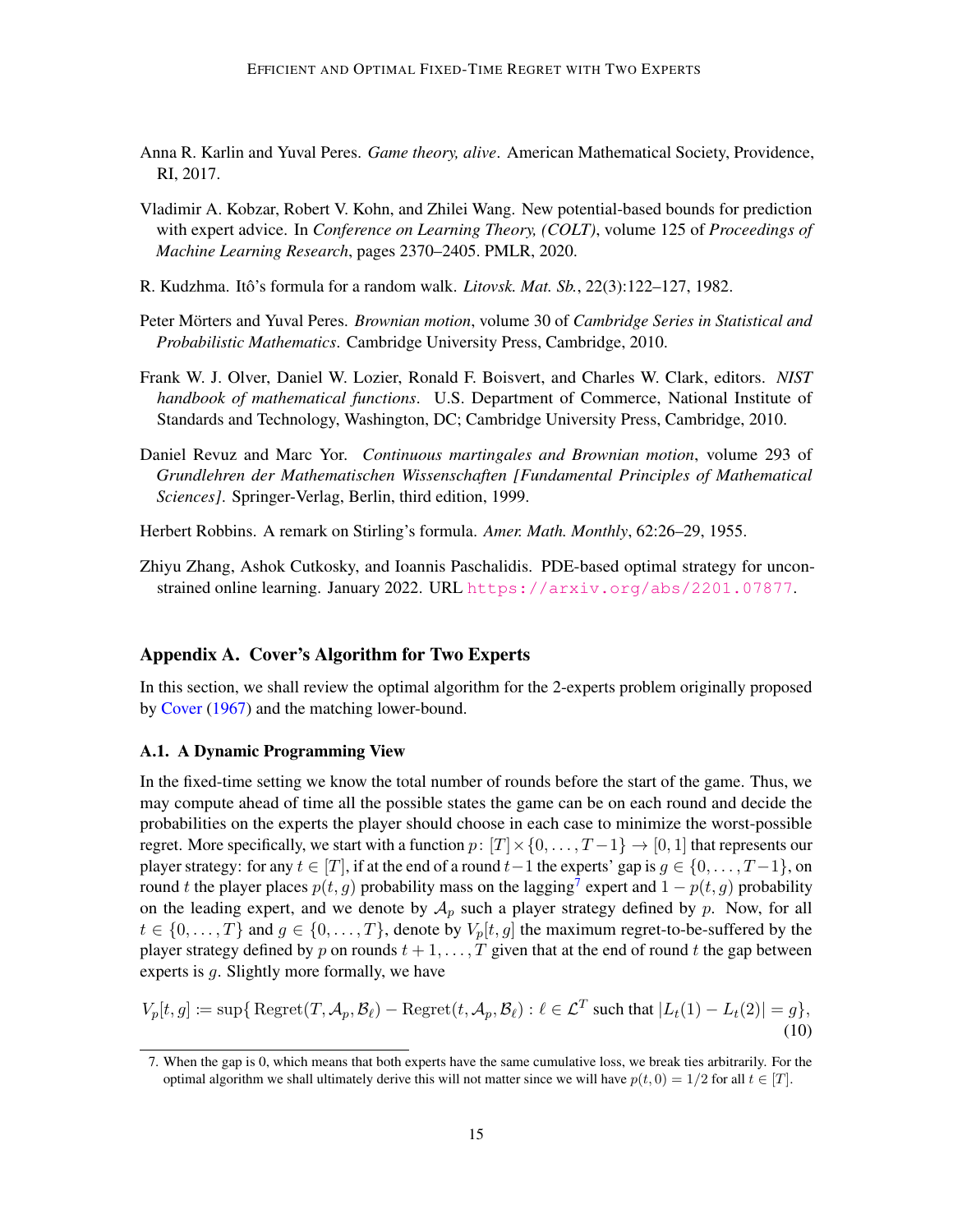Anna R. Karlin and Yuval Peres. *Game theory, alive*. American Mathematical Society, Providence, RI, 2017.

Vladimir A. Kobzar, Robert V. Kohn, and Zhilei Wang. New potential-based bounds for prediction with expert advice. In *Conference on Learning Theory, (COLT)*, volume 125 of *Proceedings of Machine Learning Research*, pages 2370–2405. PMLR, 2020.

R. Kudzhma. Itô's formula for a random walk. *Litovsk. Mat. Sb.*, 22(3):122–127, 1982.

Peter Mörters and Yuval Peres. *Brownian motion*, volume 30 of *Cambridge Series in Statistical and Probabilistic Mathematics*. Cambridge University Press, Cambridge, 2010.

Frank W. J. Olver, Daniel W. Lozier, Ronald F. Boisvert, and Charles W. Clark, editors. *NIST handbook of mathematical functions*. U.S. Department of Commerce, National Institute of Standards and Technology, Washington, DC; Cambridge University Press, Cambridge, 2010.

Daniel Revuz and Marc Yor. *Continuous martingales and Brownian motion*, volume 293 of *Grundlehren der Mathematischen Wissenschaften [Fundamental Principles of Mathematical Sciences]*. Springer-Verlag, Berlin, third edition, 1999.

Herbert Robbins. A remark on Stirling's formula. *Amer. Math. Monthly*, 62:26–29, 1955.

Zhiyu Zhang, Ashok Cutkosky, and Ioannis Paschalidis. PDE-based optimal strategy for unconstrained online learning. January 2022. URL https://arxiv.org/abs/2201.07877.

## Appendix A. Cover's Algorithm for Two Experts

In this section, we shall review the optimal algorithm for the 2-experts problem originally proposed by Cover (1967) and the matching lower-bound.

### A.1. A Dynamic Programming View

In the fixed-time setting we know the total number of rounds before the start of the game. Thus, we may compute ahead of time all the possible states the game can be on each round and decide the probabilities on the experts the player should choose in each case to minimize the worst-possible regret. More specifically, we start with a function $p\colon [T] \times \{0, \dots, T-1\} \to [0,1]$ that represents our player strategy: for any $t \in [T]$, if at the end of a round $t-1$ the experts' gap is $g \in \{0, \dots, T-1\}$, on round $t$ the player places $p(t,g)$ probability mass on the lagging[7] expert and $1 - p(t,g)$ probability on the leading expert, and we denote by $\mathcal{A}_p$ such a player strategy defined by $p$. Now, for all $t \in \{0, \dots, T\}$ and $g \in \{0, \dots, T\}$, denote by $V_p[t,g]$ the maximum regret-to-be-suffered by the player strategy defined by $p$ on rounds $t+1, \dots, T$ given that at the end of round $t$ the gap between experts is $g$. Slightly more formally, we have

$$V_p[t,g] := \sup\{\, \mathrm{Regret}(T, \mathcal{A}_p, \mathcal{B}_\ell) - \mathrm{Regret}(t, \mathcal{A}_p, \mathcal{B}_\ell) : \ell \in \mathcal{L}^T \text{ such that } |L_t(1) - L_t(2)| = g\}, \tag{10}$$

7. When the gap is 0, which means that both experts have the same cumulative loss, we break ties arbitrarily. For the optimal algorithm we shall ultimately derive this will not matter since we will have $p(t,0) = 1/2$ for all $t \in [T]$.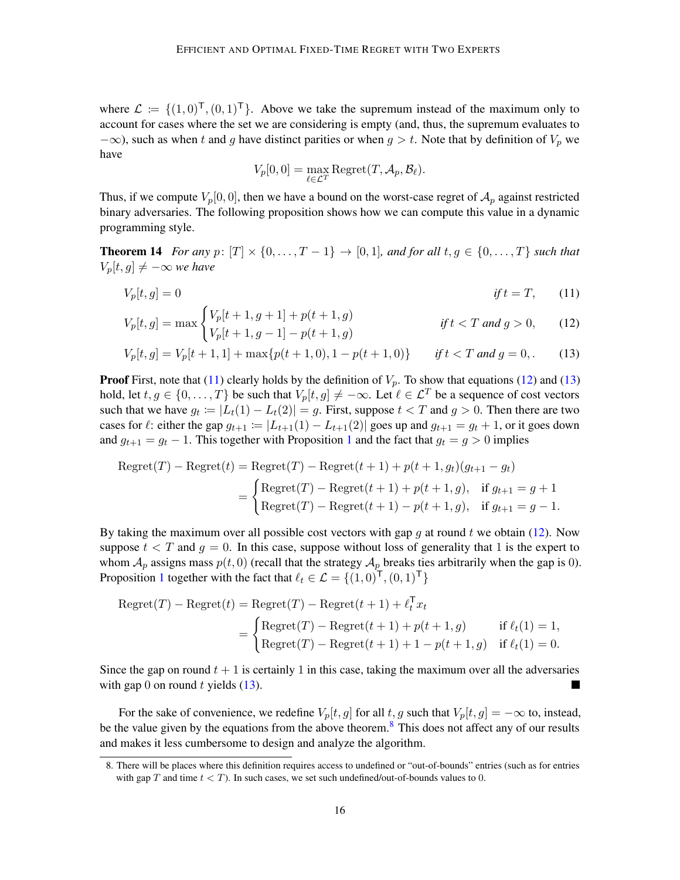where $\mathcal{L} := \{(1,0)^\mathsf{T}, (0,1)^\mathsf{T}\}$. Above we take the supremum instead of the maximum only to account for cases where the set we are considering is empty (and, thus, the supremum evaluates to $-\infty$), such as when $t$ and $g$ have distinct parities or when $g > t$. Note that by definition of $V_p$ we have

$$V_p[0,0] = \max_{\ell \in \mathcal{L}^T} \mathrm{Regret}(T, \mathcal{A}_p, \mathcal{B}_\ell).$$

Thus, if we compute $V_p[0,0]$, then we have a bound on the worst-case regret of $\mathcal{A}_p$ against restricted binary adversaries. The following proposition shows how we can compute this value in a dynamic programming style.

**Theorem 14** *For any $p\colon [T] \times \{0, \ldots, T-1\} \to [0,1]$, and for all $t, g \in \{0, \ldots, T\}$ such that $V_p[t,g] \neq -\infty$ we have*

$$V_p[t,g] = 0 \qquad \text{if } t = T, \tag{11}$$

$$V_p[t,g] = \max \begin{cases} V_p[t+1, g+1] + p(t+1, g) \\ V_p[t+1, g-1] - p(t+1, g) \end{cases} \qquad \text{if } t < T \text{ and } g > 0, \tag{12}$$

$$V_p[t,g] = V_p[t+1, 1] + \max\{p(t+1, 0), 1 - p(t+1, 0)\} \qquad \text{if } t < T \text{ and } g = 0,. \tag{13}$$

**Proof** First, note that (11) clearly holds by the definition of $V_p$. To show that equations (12) and (13) hold, let $t, g \in \{0, \ldots, T\}$ be such that $V_p[t,g] \neq -\infty$. Let $\ell \in \mathcal{L}^T$ be a sequence of cost vectors such that we have $g_t := |L_t(1) - L_t(2)| = g$. First, suppose $t < T$ and $g > 0$. Then there are two cases for $\ell$: either the gap $g_{t+1} := |L_{t+1}(1) - L_{t+1}(2)|$ goes up and $g_{t+1} = g_t + 1$, or it goes down and $g_{t+1} = g_t - 1$. This together with Proposition 1 and the fact that $g_t = g > 0$ implies

$$\begin{aligned}
\mathrm{Regret}(T) - \mathrm{Regret}(t) &= \mathrm{Regret}(T) - \mathrm{Regret}(t+1) + p(t+1, g_t)(g_{t+1} - g_t) \\
&= \begin{cases} \mathrm{Regret}(T) - \mathrm{Regret}(t+1) + p(t+1, g), & \text{if } g_{t+1} = g + 1 \\ \mathrm{Regret}(T) - \mathrm{Regret}(t+1) - p(t+1, g), & \text{if } g_{t+1} = g - 1. \end{cases}
\end{aligned}$$

By taking the maximum over all possible cost vectors with gap $g$ at round $t$ we obtain (12). Now suppose $t < T$ and $g = 0$. In this case, suppose without loss of generality that 1 is the expert to whom $\mathcal{A}_p$ assigns mass $p(t,0)$ (recall that the strategy $\mathcal{A}_p$ breaks ties arbitrarily when the gap is 0). Proposition 1 together with the fact that $\ell_t \in \mathcal{L} = \{(1,0)^\mathsf{T}, (0,1)^\mathsf{T}\}$

$$\begin{aligned}
\mathrm{Regret}(T) - \mathrm{Regret}(t) &= \mathrm{Regret}(T) - \mathrm{Regret}(t+1) + \ell_t^\mathsf{T} x_t \\
&= \begin{cases} \mathrm{Regret}(T) - \mathrm{Regret}(t+1) + p(t+1, g) & \text{if } \ell_t(1) = 1, \\ \mathrm{Regret}(T) - \mathrm{Regret}(t+1) + 1 - p(t+1, g) & \text{if } \ell_t(1) = 0. \end{cases}
\end{aligned}$$

Since the gap on round $t+1$ is certainly 1 in this case, taking the maximum over all the adversaries with gap 0 on round $t$ yields (13). ■

For the sake of convenience, we redefine $V_p[t,g]$ for all $t, g$ such that $V_p[t,g] = -\infty$ to, instead, be the value given by the equations from the above theorem.[8] This does not affect any of our results and makes it less cumbersome to design and analyze the algorithm.

8. There will be places where this definition requires access to undefined or "out-of-bounds" entries (such as for entries with gap $T$ and time $t < T$). In such cases, we set such undefined/out-of-bounds values to 0.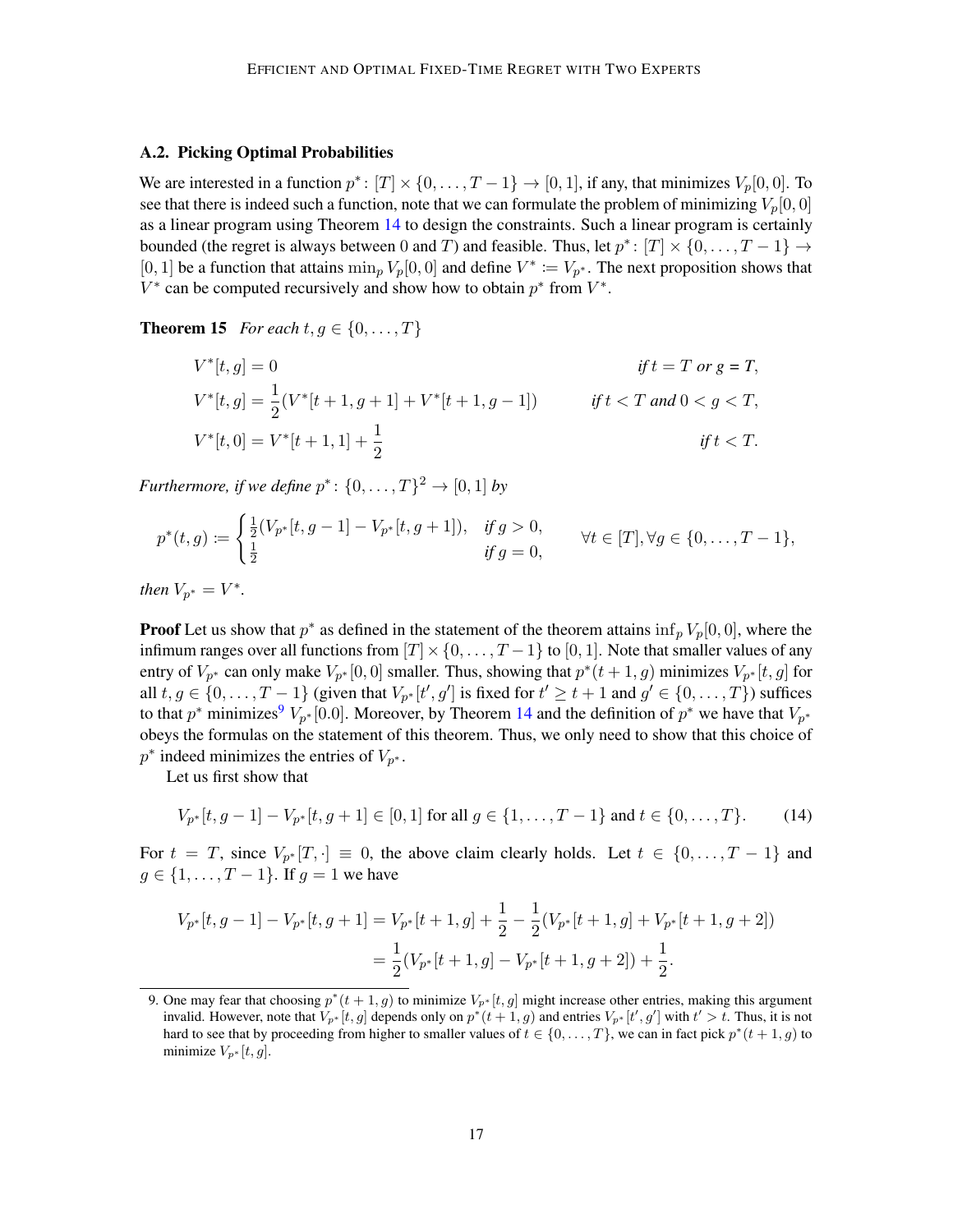### A.2. Picking Optimal Probabilities

We are interested in a function $p^* \colon [T] \times \{0, \ldots, T-1\} \to [0,1]$, if any, that minimizes $V_p[0,0]$. To see that there is indeed such a function, note that we can formulate the problem of minimizing $V_p[0,0]$ as a linear program using Theorem 14 to design the constraints. Such a linear program is certainly bounded (the regret is always between $0$ and $T$) and feasible. Thus, let $p^* \colon [T] \times \{0, \ldots, T-1\} \to [0,1]$ be a function that attains $\min_p V_p[0,0]$ and define $V^* \coloneqq V_{p^*}$. The next proposition shows that $V^*$ can be computed recursively and show how to obtain $p^*$ from $V^*$.

**Theorem 15** *For each $t, g \in \{0, \ldots, T\}$*

$$
\begin{aligned}
V^*[t,g] &= 0 && \text{if } t = T \text{ or } g = T,\\
V^*[t,g] &= \frac{1}{2}(V^*[t+1, g+1] + V^*[t+1, g-1]) && \text{if } t < T \text{ and } 0 < g < T,\\
V^*[t,0] &= V^*[t+1, 1] + \frac{1}{2} && \text{if } t < T.
\end{aligned}
$$

*Furthermore, if we define $p^* \colon \{0, \ldots, T\}^2 \to [0,1]$ by*

$$
p^*(t,g) \coloneqq \begin{cases} \frac{1}{2}(V_{p^*}[t, g-1] - V_{p^*}[t, g+1]), & \text{if } g > 0,\\ \frac{1}{2} & \text{if } g = 0, \end{cases} \qquad \forall t \in [T], \forall g \in \{0, \ldots, T-1\},
$$

*then $V_{p^*} = V^*$.*

**Proof** Let us show that $p^*$ as defined in the statement of the theorem attains $\inf_p V_p[0,0]$, where the infimum ranges over all functions from $[T] \times \{0, \ldots, T-1\}$ to $[0,1]$. Note that smaller values of any entry of $V_{p^*}$ can only make $V_{p^*}[0,0]$ smaller. Thus, showing that $p^*(t+1, g)$ minimizes $V_{p^*}[t,g]$ for all $t, g \in \{0, \ldots, T-1\}$ (given that $V_{p^*}[t', g']$ is fixed for $t' \geq t+1$ and $g' \in \{0, \ldots, T\}$) suffices to that $p^*$ minimizes[9] $V_{p^*}[0.0]$. Moreover, by Theorem 14 and the definition of $p^*$ we have that $V_{p^*}$ obeys the formulas on the statement of this theorem. Thus, we only need to show that this choice of $p^*$ indeed minimizes the entries of $V_{p^*}$.

Let us first show that

$$
V_{p^*}[t, g-1] - V_{p^*}[t, g+1] \in [0,1] \text{ for all } g \in \{1, \ldots, T-1\} \text{ and } t \in \{0, \ldots, T\}. \tag{14}
$$

For $t = T$, since $V_{p^*}[T, \cdot] \equiv 0$, the above claim clearly holds. Let $t \in \{0, \ldots, T-1\}$ and $g \in \{1, \ldots, T-1\}$. If $g = 1$ we have

$$
\begin{aligned}
V_{p^*}[t, g-1] - V_{p^*}[t, g+1] &= V_{p^*}[t+1, g] + \frac{1}{2} - \frac{1}{2}(V_{p^*}[t+1, g] + V_{p^*}[t+1, g+2])\\
&= \frac{1}{2}(V_{p^*}[t+1, g] - V_{p^*}[t+1, g+2]) + \frac{1}{2}.
\end{aligned}
$$

9. One may fear that choosing $p^*(t+1, g)$ to minimize $V_{p^*}[t,g]$ might increase other entries, making this argument invalid. However, note that $V_{p^*}[t,g]$ depends only on $p^*(t+1, g)$ and entries $V_{p^*}[t', g']$ with $t' > t$. Thus, it is not hard to see that by proceeding from higher to smaller values of $t \in \{0, \ldots, T\}$, we can in fact pick $p^*(t+1, g)$ to minimize $V_{p^*}[t,g]$.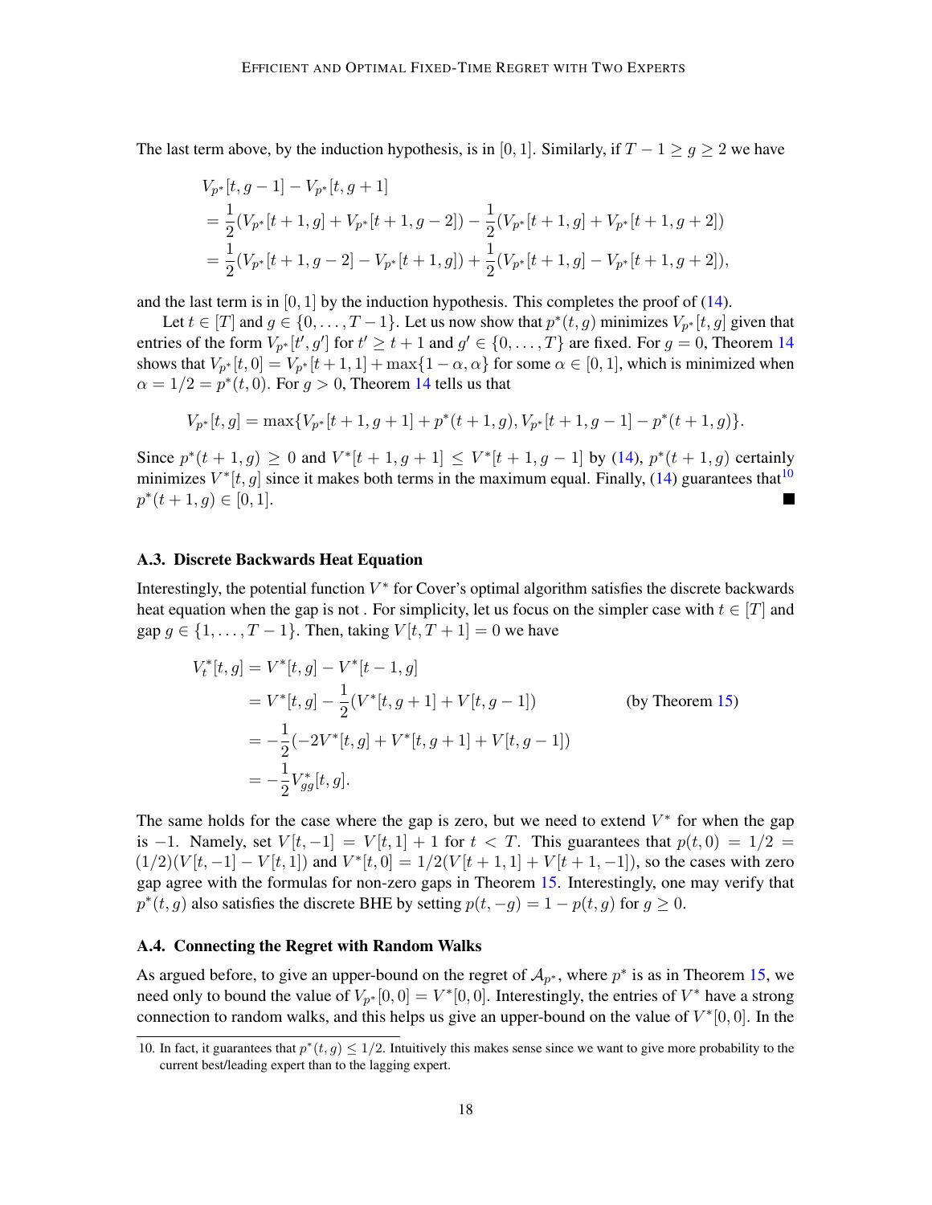The last term above, by the induction hypothesis, is in $[0, 1]$. Similarly, if $T - 1 \geq g \geq 2$ we have

$$
\begin{aligned}
&V_{p^*}[t, g-1] - V_{p^*}[t, g+1] \\
&= \frac{1}{2}(V_{p^*}[t+1, g] + V_{p^*}[t+1, g-2]) - \frac{1}{2}(V_{p^*}[t+1, g] + V_{p^*}[t+1, g+2]) \\
&= \frac{1}{2}(V_{p^*}[t+1, g-2] - V_{p^*}[t+1, g]) + \frac{1}{2}(V_{p^*}[t+1, g] - V_{p^*}[t+1, g+2]),
\end{aligned}
$$

and the last term is in $[0, 1]$ by the induction hypothesis. This completes the proof of (14).

Let $t \in [T]$ and $g \in \{0, \ldots, T-1\}$. Let us now show that $p^*(t, g)$ minimizes $V_{p^*}[t, g]$ given that entries of the form $V_{p^*}[t', g']$ for $t' \geq t+1$ and $g' \in \{0, \ldots, T\}$ are fixed. For $g = 0$, Theorem 14 shows that $V_{p^*}[t, 0] = V_{p^*}[t+1, 1] + \max\{1 - \alpha, \alpha\}$ for some $\alpha \in [0, 1]$, which is minimized when $\alpha = 1/2 = p^*(t, 0)$. For $g > 0$, Theorem 14 tells us that

$$
V_{p^*}[t, g] = \max\{V_{p^*}[t+1, g+1] + p^*(t+1, g), V_{p^*}[t+1, g-1] - p^*(t+1, g)\}.
$$

Since $p^*(t+1, g) \geq 0$ and $V^*[t+1, g+1] \leq V^*[t+1, g-1]$ by (14), $p^*(t+1, g)$ certainly minimizes $V^*[t, g]$ since it makes both terms in the maximum equal. Finally, (14) guarantees that[10] $p^*(t+1, g) \in [0, 1]$. ■

### A.3. Discrete Backwards Heat Equation

Interestingly, the potential function $V^*$ for Cover's optimal algorithm satisfies the discrete backwards heat equation when the gap is not . For simplicity, let us focus on the simpler case with $t \in [T]$ and gap $g \in \{1, \ldots, T-1\}$. Then, taking $V[t, T+1] = 0$ we have

$$
\begin{aligned}
V_t^*[t, g] &= V^*[t, g] - V^*[t-1, g] \\
&= V^*[t, g] - \frac{1}{2}(V^*[t, g+1] + V[t, g-1]) && \text{(by Theorem 15)} \\
&= -\frac{1}{2}(-2V^*[t, g] + V^*[t, g+1] + V[t, g-1]) \\
&= -\frac{1}{2}V_{gg}^*[t, g].
\end{aligned}
$$

The same holds for the case where the gap is zero, but we need to extend $V^*$ for when the gap is $-1$. Namely, set $V[t, -1] = V[t, 1] + 1$ for $t < T$. This guarantees that $p(t, 0) = 1/2 = (1/2)(V[t, -1] - V[t, 1])$ and $V^*[t, 0] = 1/2(V[t+1, 1] + V[t+1, -1])$, so the cases with zero gap agree with the formulas for non-zero gaps in Theorem 15. Interestingly, one may verify that $p^*(t, g)$ also satisfies the discrete BHE by setting $p(t, -g) = 1 - p(t, g)$ for $g \geq 0$.

### A.4. Connecting the Regret with Random Walks

As argued before, to give an upper-bound on the regret of $\mathcal{A}_{p^*}$, where $p^*$ is as in Theorem 15, we need only to bound the value of $V_{p^*}[0, 0] = V^*[0, 0]$. Interestingly, the entries of $V^*$ have a strong connection to random walks, and this helps us give an upper-bound on the value of $V^*[0, 0]$. In the

---

[10] In fact, it guarantees that $p^*(t, g) \leq 1/2$. Intuitively this makes sense since we want to give more probability to the current best/leading expert than to the lagging expert.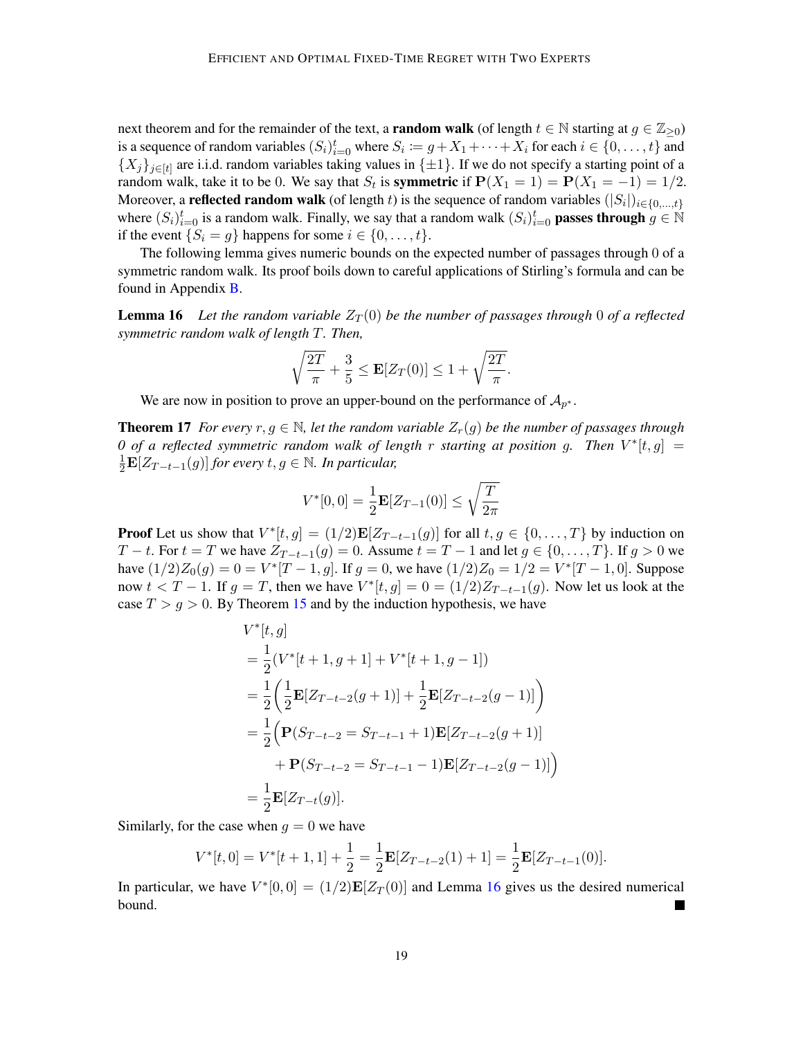next theorem and for the remainder of the text, a **random walk** (of length $t \in \mathbb{N}$ starting at $g \in \mathbb{Z}_{\geq 0}$) is a sequence of random variables $(S_i)_{i=0}^t$ where $S_i \coloneqq g + X_1 + \cdots + X_i$ for each $i \in \{0, \ldots, t\}$ and $\{X_j\}_{j \in [t]}$ are i.i.d. random variables taking values in $\{\pm 1\}$. If we do not specify a starting point of a random walk, take it to be 0. We say that $S_t$ is **symmetric** if $\mathbf{P}(X_1 = 1) = \mathbf{P}(X_1 = -1) = 1/2$. Moreover, a **reflected random walk** (of length $t$) is the sequence of random variables $(|S_i|)_{i \in \{0,\ldots,t\}}$ where $(S_i)_{i=0}^t$ is a random walk. Finally, we say that a random walk $(S_i)_{i=0}^t$ **passes through** $g \in \mathbb{N}$ if the event $\{S_i = g\}$ happens for some $i \in \{0, \ldots, t\}$.

The following lemma gives numeric bounds on the expected number of passages through 0 of a symmetric random walk. Its proof boils down to careful applications of Stirling's formula and can be found in Appendix B.

**Lemma 16** *Let the random variable $Z_T(0)$ be the number of passages through 0 of a reflected symmetric random walk of length $T$. Then,*

$$\sqrt{\frac{2T}{\pi}} + \frac{3}{5} \leq \mathbf{E}[Z_T(0)] \leq 1 + \sqrt{\frac{2T}{\pi}}.$$

We are now in position to prove an upper-bound on the performance of $\mathcal{A}_{p^*}$.

**Theorem 17** *For every $r, g \in \mathbb{N}$, let the random variable $Z_r(g)$ be the number of passages through 0 of a reflected symmetric random walk of length $r$ starting at position $g$. Then $V^*[t, g] = \frac{1}{2}\mathbf{E}[Z_{T-t-1}(g)]$ for every $t, g \in \mathbb{N}$. In particular,*

$$V^*[0, 0] = \frac{1}{2}\mathbf{E}[Z_{T-1}(0)] \leq \sqrt{\frac{T}{2\pi}}$$

**Proof** Let us show that $V^*[t, g] = (1/2)\mathbf{E}[Z_{T-t-1}(g)]$ for all $t, g \in \{0, \ldots, T\}$ by induction on $T - t$. For $t = T$ we have $Z_{T-t-1}(g) = 0$. Assume $t = T - 1$ and let $g \in \{0, \ldots, T\}$. If $g > 0$ we have $(1/2)Z_0(g) = 0 = V^*[T-1, g]$. If $g = 0$, we have $(1/2)Z_0 = 1/2 = V^*[T-1, 0]$. Suppose now $t < T - 1$. If $g = T$, then we have $V^*[t, g] = 0 = (1/2)Z_{T-t-1}(g)$. Now let us look at the case $T > g > 0$. By Theorem 15 and by the induction hypothesis, we have

$$\begin{aligned}
&V^*[t, g] \\
&= \frac{1}{2}(V^*[t+1, g+1] + V^*[t+1, g-1]) \\
&= \frac{1}{2}\Big(\frac{1}{2}\mathbf{E}[Z_{T-t-2}(g+1)] + \frac{1}{2}\mathbf{E}[Z_{T-t-2}(g-1)]\Big) \\
&= \frac{1}{2}\Big(\mathbf{P}(S_{T-t-2} = S_{T-t-1} + 1)\mathbf{E}[Z_{T-t-2}(g+1)] \\
&\qquad + \mathbf{P}(S_{T-t-2} = S_{T-t-1} - 1)\mathbf{E}[Z_{T-t-2}(g-1)]\Big) \\
&= \frac{1}{2}\mathbf{E}[Z_{T-t}(g)].
\end{aligned}$$

Similarly, for the case when $g = 0$ we have

$$V^*[t, 0] = V^*[t+1, 1] + \frac{1}{2} = \frac{1}{2}\mathbf{E}[Z_{T-t-2}(1) + 1] = \frac{1}{2}\mathbf{E}[Z_{T-t-1}(0)].$$

In particular, we have $V^*[0, 0] = (1/2)\mathbf{E}[Z_T(0)]$ and Lemma 16 gives us the desired numerical bound. ∎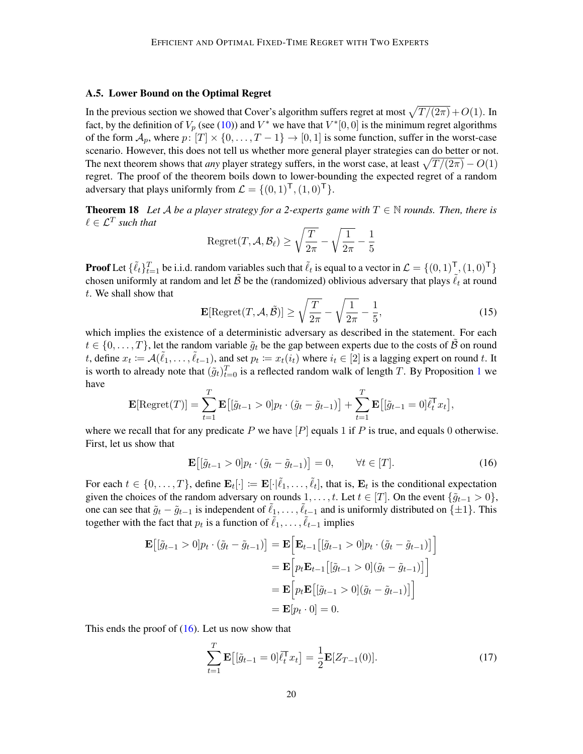### A.5. Lower Bound on the Optimal Regret

In the previous section we showed that Cover's algorithm suffers regret at most $\sqrt{T/(2\pi)} + O(1)$. In fact, by the definition of $V_p$ (see (10)) and $V^*$ we have that $V^*[0,0]$ is the minimum regret algorithms of the form $\mathcal{A}_p$, where $p\colon [T] \times \{0, \dots, T-1\} \to [0,1]$ is some function, suffer in the worst-case scenario. However, this does not tell us whether more general player strategies can do better or not. The next theorem shows that *any* player strategy suffers, in the worst case, at least $\sqrt{T/(2\pi)} - O(1)$ regret. The proof of the theorem boils down to lower-bounding the expected regret of a random adversary that plays uniformly from $\mathcal{L} = \{(0,1)^{\mathsf{T}}, (1,0)^{\mathsf{T}}\}$.

**Theorem 18** *Let $\mathcal{A}$ be a player strategy for a 2-experts game with $T \in \mathbb{N}$ rounds. Then, there is $\ell \in \mathcal{L}^T$ such that*

$$\mathrm{Regret}(T, \mathcal{A}, \mathcal{B}_\ell) \geq \sqrt{\frac{T}{2\pi}} - \sqrt{\frac{1}{2\pi}} - \frac{1}{5}$$

**Proof** Let $\{\tilde{\ell}_t\}_{t=1}^T$ be i.i.d. random variables such that $\tilde{\ell}_t$ is equal to a vector in $\mathcal{L} = \{(0,1)^{\mathsf{T}}, (1,0)^{\mathsf{T}}\}$ chosen uniformly at random and let $\tilde{\mathcal{B}}$ be the (randomized) oblivious adversary that plays $\tilde{\ell}_t$ at round $t$. We shall show that

$$\mathbf{E}[\mathrm{Regret}(T, \mathcal{A}, \tilde{\mathcal{B}})] \geq \sqrt{\frac{T}{2\pi}} - \sqrt{\frac{1}{2\pi}} - \frac{1}{5}, \tag{15}$$

which implies the existence of a deterministic adversary as described in the statement. For each $t \in \{0, \dots, T\}$, let the random variable $\tilde{g}_t$ be the gap between experts due to the costs of $\tilde{\mathcal{B}}$ on round $t$, define $x_t := \mathcal{A}(\tilde{\ell}_1, \dots, \tilde{\ell}_{t-1})$, and set $p_t := x_t(i_t)$ where $i_t \in [2]$ is a lagging expert on round $t$. It is worth to already note that $(\tilde{g}_t)_{t=0}^T$ is a reflected random walk of length $T$. By Proposition 1 we have

$$\mathbf{E}[\mathrm{Regret}(T)] = \sum_{t=1}^T \mathbf{E}\big[[\tilde{g}_{t-1} > 0] p_t \cdot (\tilde{g}_t - \tilde{g}_{t-1})\big] + \sum_{t=1}^T \mathbf{E}\big[[\tilde{g}_{t-1} = 0] \tilde{\ell}_t^{\mathsf{T}} x_t\big],$$

where we recall that for any predicate $P$ we have $[P]$ equals 1 if $P$ is true, and equals 0 otherwise. First, let us show that

$$\mathbf{E}\big[[\tilde{g}_{t-1} > 0] p_t \cdot (\tilde{g}_t - \tilde{g}_{t-1})\big] = 0, \qquad \forall t \in [T]. \tag{16}$$

For each $t \in \{0, \dots, T\}$, define $\mathbf{E}_t[\cdot] := \mathbf{E}[\cdot | \tilde{\ell}_1, \dots, \tilde{\ell}_t]$, that is, $\mathbf{E}_t$ is the conditional expectation given the choices of the random adversary on rounds $1, \dots, t$. Let $t \in [T]$. On the event $\{\tilde{g}_{t-1} > 0\}$, one can see that $\tilde{g}_t - \tilde{g}_{t-1}$ is independent of $\tilde{\ell}_1, \dots, \tilde{\ell}_{t-1}$ and is uniformly distributed on $\{\pm 1\}$. This together with the fact that $p_t$ is a function of $\tilde{\ell}_1, \dots, \tilde{\ell}_{t-1}$ implies

$$\begin{aligned}
\mathbf{E}\big[[\tilde{g}_{t-1} > 0] p_t \cdot (\tilde{g}_t - \tilde{g}_{t-1})\big] &= \mathbf{E}\Big[\mathbf{E}_{t-1}\big[[\tilde{g}_{t-1} > 0] p_t \cdot (\tilde{g}_t - \tilde{g}_{t-1})\big]\Big] \\
&= \mathbf{E}\Big[p_t \mathbf{E}_{t-1}\big[[\tilde{g}_{t-1} > 0](\tilde{g}_t - \tilde{g}_{t-1})\big]\Big] \\
&= \mathbf{E}\Big[p_t \mathbf{E}\big[[\tilde{g}_{t-1} > 0](\tilde{g}_t - \tilde{g}_{t-1})\big]\Big] \\
&= \mathbf{E}[p_t \cdot 0] = 0.
\end{aligned}$$

This ends the proof of (16). Let us now show that

$$\sum_{t=1}^T \mathbf{E}\big[[\tilde{g}_{t-1} = 0] \tilde{\ell}_t^{\mathsf{T}} x_t\big] = \frac{1}{2} \mathbf{E}[Z_{T-1}(0)]. \tag{17}$$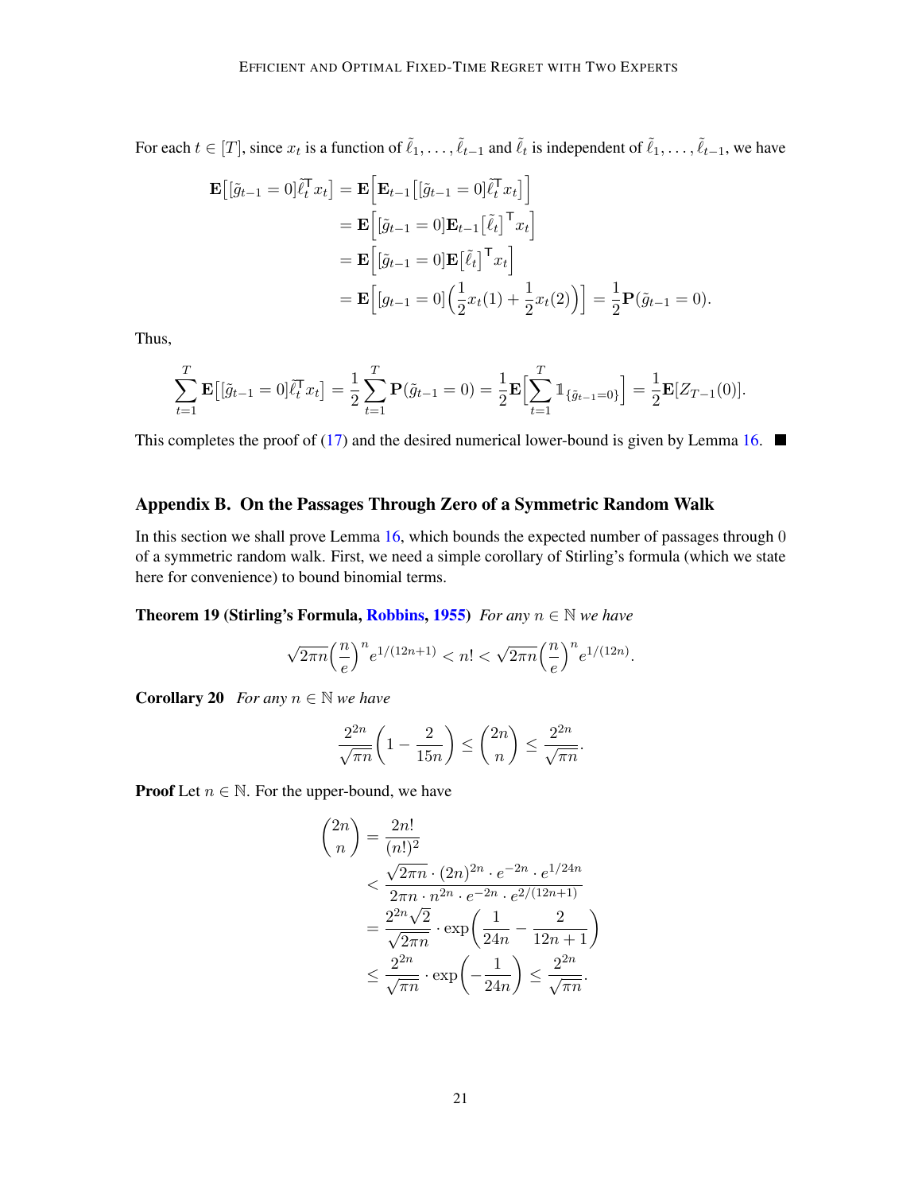For each $t \in [T]$, since $x_t$ is a function of $\tilde{\ell}_1, \ldots, \tilde{\ell}_{t-1}$ and $\tilde{\ell}_t$ is independent of $\tilde{\ell}_1, \ldots, \tilde{\ell}_{t-1}$, we have

$$
\begin{aligned}
\mathbf{E}\big[[\tilde{g}_{t-1} = 0]\tilde{\ell}_t^{\mathsf{T}} x_t\big] &= \mathbf{E}\Big[\mathbf{E}_{t-1}\big[[\tilde{g}_{t-1} = 0]\tilde{\ell}_t^{\mathsf{T}} x_t\big]\Big] \\
&= \mathbf{E}\Big[[\tilde{g}_{t-1} = 0]\mathbf{E}_{t-1}\big[\tilde{\ell}_t\big]^{\mathsf{T}} x_t\Big] \\
&= \mathbf{E}\Big[[\tilde{g}_{t-1} = 0]\mathbf{E}\big[\tilde{\ell}_t\big]^{\mathsf{T}} x_t\Big] \\
&= \mathbf{E}\Big[[g_{t-1} = 0]\Big(\frac{1}{2}x_t(1) + \frac{1}{2}x_t(2)\Big)\Big] = \frac{1}{2}\mathbf{P}(\tilde{g}_{t-1} = 0).
\end{aligned}
$$

Thus,

$$
\sum_{t=1}^{T} \mathbf{E}\big[[\tilde{g}_{t-1} = 0]\tilde{\ell}_t^{\mathsf{T}} x_t\big] = \frac{1}{2}\sum_{t=1}^{T} \mathbf{P}(\tilde{g}_{t-1} = 0) = \frac{1}{2}\mathbf{E}\Big[\sum_{t=1}^{T} \mathbb{1}_{\{\tilde{g}_{t-1}=0\}}\Big] = \frac{1}{2}\mathbf{E}[Z_{T-1}(0)].
$$

This completes the proof of (17) and the desired numerical lower-bound is given by Lemma 16. ■

## Appendix B. On the Passages Through Zero of a Symmetric Random Walk

In this section we shall prove Lemma 16, which bounds the expected number of passages through 0 of a symmetric random walk. First, we need a simple corollary of Stirling's formula (which we state here for convenience) to bound binomial terms.

**Theorem 19 (Stirling's Formula, Robbins, 1955)** *For any $n \in \mathbb{N}$ we have*

$$
\sqrt{2\pi n}\Big(\frac{n}{e}\Big)^n e^{1/(12n+1)} < n! < \sqrt{2\pi n}\Big(\frac{n}{e}\Big)^n e^{1/(12n)}.
$$

**Corollary 20** *For any $n \in \mathbb{N}$ we have*

$$
\frac{2^{2n}}{\sqrt{\pi n}}\Big(1 - \frac{2}{15n}\Big) \leq \binom{2n}{n} \leq \frac{2^{2n}}{\sqrt{\pi n}}.
$$

**Proof** Let $n \in \mathbb{N}$. For the upper-bound, we have

$$
\begin{aligned}
\binom{2n}{n} &= \frac{2n!}{(n!)^2} \\
&< \frac{\sqrt{2\pi n} \cdot (2n)^{2n} \cdot e^{-2n} \cdot e^{1/24n}}{2\pi n \cdot n^{2n} \cdot e^{-2n} \cdot e^{2/(12n+1)}} \\
&= \frac{2^{2n}\sqrt{2}}{\sqrt{2\pi n}} \cdot \exp\Big(\frac{1}{24n} - \frac{2}{12n+1}\Big) \\
&\leq \frac{2^{2n}}{\sqrt{\pi n}} \cdot \exp\Big(-\frac{1}{24n}\Big) \leq \frac{2^{2n}}{\sqrt{\pi n}}.
\end{aligned}
$$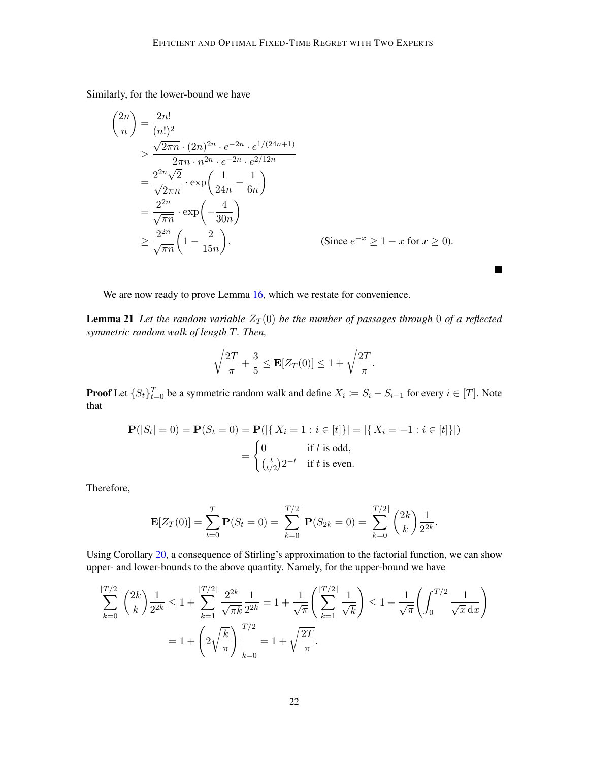Similarly, for the lower-bound we have

$$
\begin{aligned}
\binom{2n}{n} &= \frac{2n!}{(n!)^2} \\
&> \frac{\sqrt{2\pi n} \cdot (2n)^{2n} \cdot e^{-2n} \cdot e^{1/(24n+1)}}{2\pi n \cdot n^{2n} \cdot e^{-2n} \cdot e^{2/12n}} \\
&= \frac{2^{2n}\sqrt{2}}{\sqrt{2\pi n}} \cdot \exp\left(\frac{1}{24n} - \frac{1}{6n}\right) \\
&= \frac{2^{2n}}{\sqrt{\pi n}} \cdot \exp\left(-\frac{4}{30n}\right) \\
&\geq \frac{2^{2n}}{\sqrt{\pi n}}\left(1 - \frac{2}{15n}\right), \qquad\qquad \text{(Since } e^{-x} \geq 1 - x \text{ for } x \geq 0\text{)}.
\end{aligned}
$$

■

We are now ready to prove Lemma 16, which we restate for convenience.

**Lemma 21** *Let the random variable $Z_T(0)$ be the number of passages through $0$ of a reflected symmetric random walk of length $T$. Then,*

$$
\sqrt{\frac{2T}{\pi}} + \frac{3}{5} \leq \mathbf{E}[Z_T(0)] \leq 1 + \sqrt{\frac{2T}{\pi}}.
$$

**Proof** Let $\{S_t\}_{t=0}^T$ be a symmetric random walk and define $X_i \coloneqq S_i - S_{i-1}$ for every $i \in [T]$. Note that

$$
\mathbf{P}(|S_t| = 0) = \mathbf{P}(S_t = 0) = \mathbf{P}(|\{\, X_i = 1 : i \in [t] \}| = |\{\, X_i = -1 : i \in [t] \}|)
= \begin{cases} 0 & \text{if } t \text{ is odd}, \\ \binom{t}{t/2} 2^{-t} & \text{if } t \text{ is even}. \end{cases}
$$

Therefore,

$$
\mathbf{E}[Z_T(0)] = \sum_{t=0}^{T} \mathbf{P}(S_t = 0) = \sum_{k=0}^{\lfloor T/2 \rfloor} \mathbf{P}(S_{2k} = 0) = \sum_{k=0}^{\lfloor T/2 \rfloor} \binom{2k}{k} \frac{1}{2^{2k}}.
$$

Using Corollary 20, a consequence of Stirling's approximation to the factorial function, we can show upper- and lower-bounds to the above quantity. Namely, for the upper-bound we have

$$
\begin{aligned}
\sum_{k=0}^{\lfloor T/2 \rfloor} \binom{2k}{k} \frac{1}{2^{2k}} &\leq 1 + \sum_{k=1}^{\lfloor T/2 \rfloor} \frac{2^{2k}}{\sqrt{\pi k}} \frac{1}{2^{2k}} = 1 + \frac{1}{\sqrt{\pi}} \left( \sum_{k=1}^{\lfloor T/2 \rfloor} \frac{1}{\sqrt{k}} \right) \leq 1 + \frac{1}{\sqrt{\pi}} \left( \int_0^{T/2} \frac{1}{\sqrt{x}\, \mathrm{d}x} \right) \\
&= 1 + \left( 2\sqrt{\frac{k}{\pi}} \right) \Bigg|_{k=0}^{T/2} = 1 + \sqrt{\frac{2T}{\pi}}.
\end{aligned}
$$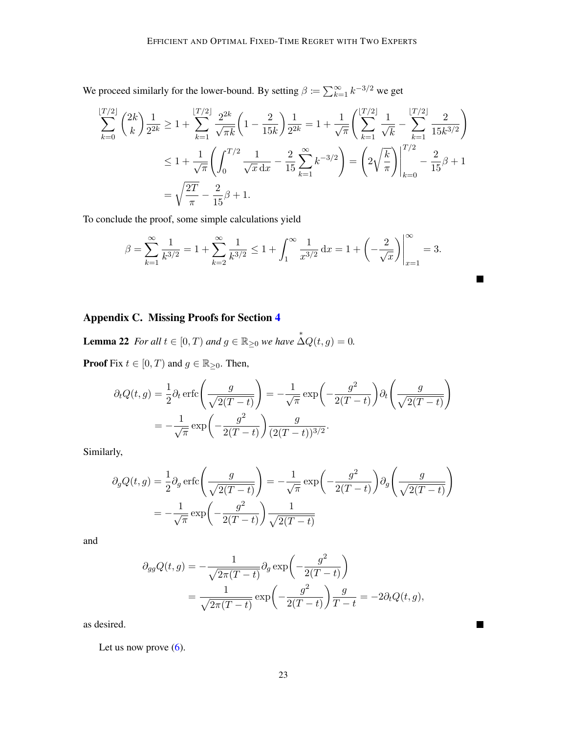We proceed similarly for the lower-bound. By setting $\beta \coloneqq \sum_{k=1}^{\infty} k^{-3/2}$ we get

$$
\begin{aligned}
\sum_{k=0}^{\lfloor T/2 \rfloor} \binom{2k}{k} \frac{1}{2^{2k}} &\geq 1 + \sum_{k=1}^{\lfloor T/2 \rfloor} \frac{2^{2k}}{\sqrt{\pi k}} \left(1 - \frac{2}{15k}\right) \frac{1}{2^{2k}} = 1 + \frac{1}{\sqrt{\pi}} \left( \sum_{k=1}^{\lfloor T/2 \rfloor} \frac{1}{\sqrt{k}} - \sum_{k=1}^{\lfloor T/2 \rfloor} \frac{2}{15 k^{3/2}} \right) \\
&\leq 1 + \frac{1}{\sqrt{\pi}} \left( \int_0^{T/2} \frac{1}{\sqrt{x}\,\mathrm{d}x} - \frac{2}{15} \sum_{k=1}^{\infty} k^{-3/2} \right) = \left( 2\sqrt{\frac{k}{\pi}} \right) \Bigg|_{k=0}^{T/2} - \frac{2}{15}\beta + 1 \\
&= \sqrt{\frac{2T}{\pi}} - \frac{2}{15}\beta + 1.
\end{aligned}
$$

To conclude the proof, some simple calculations yield

$$
\beta = \sum_{k=1}^{\infty} \frac{1}{k^{3/2}} = 1 + \sum_{k=2}^{\infty} \frac{1}{k^{3/2}} \leq 1 + \int_1^{\infty} \frac{1}{x^{3/2}} \,\mathrm{d}x = 1 + \left( -\frac{2}{\sqrt{x}} \right) \Bigg|_{x=1}^{\infty} = 3.
$$

■

## Appendix C. Missing Proofs for Section 4

**Lemma 22** *For all $t \in [0, T)$ and $g \in \mathbb{R}_{\geq 0}$ we have $\overset{*}{\Delta} Q(t, g) = 0$.*

**Proof** Fix $t \in [0, T)$ and $g \in \mathbb{R}_{\geq 0}$. Then,

$$
\begin{aligned}
\partial_t Q(t, g) &= \frac{1}{2} \partial_t \operatorname{erfc}\left( \frac{g}{\sqrt{2(T-t)}} \right) = -\frac{1}{\sqrt{\pi}} \exp\left( -\frac{g^2}{2(T-t)} \right) \partial_t \left( \frac{g}{\sqrt{2(T-t)}} \right) \\
&= -\frac{1}{\sqrt{\pi}} \exp\left( -\frac{g^2}{2(T-t)} \right) \frac{g}{(2(T-t))^{3/2}}.
\end{aligned}
$$

Similarly,

$$
\begin{aligned}
\partial_g Q(t, g) &= \frac{1}{2} \partial_g \operatorname{erfc}\left( \frac{g}{\sqrt{2(T-t)}} \right) = -\frac{1}{\sqrt{\pi}} \exp\left( -\frac{g^2}{2(T-t)} \right) \partial_g \left( \frac{g}{\sqrt{2(T-t)}} \right) \\
&= -\frac{1}{\sqrt{\pi}} \exp\left( -\frac{g^2}{2(T-t)} \right) \frac{1}{\sqrt{2(T-t)}}
\end{aligned}
$$

and

$$
\begin{aligned}
\partial_{gg} Q(t, g) &= -\frac{1}{\sqrt{2\pi(T-t)}} \partial_g \exp\left( -\frac{g^2}{2(T-t)} \right) \\
&= \frac{1}{\sqrt{2\pi(T-t)}} \exp\left( -\frac{g^2}{2(T-t)} \right) \frac{g}{T-t} = -2\partial_t Q(t, g),
\end{aligned}
$$

as desired. ■

Let us now prove (6).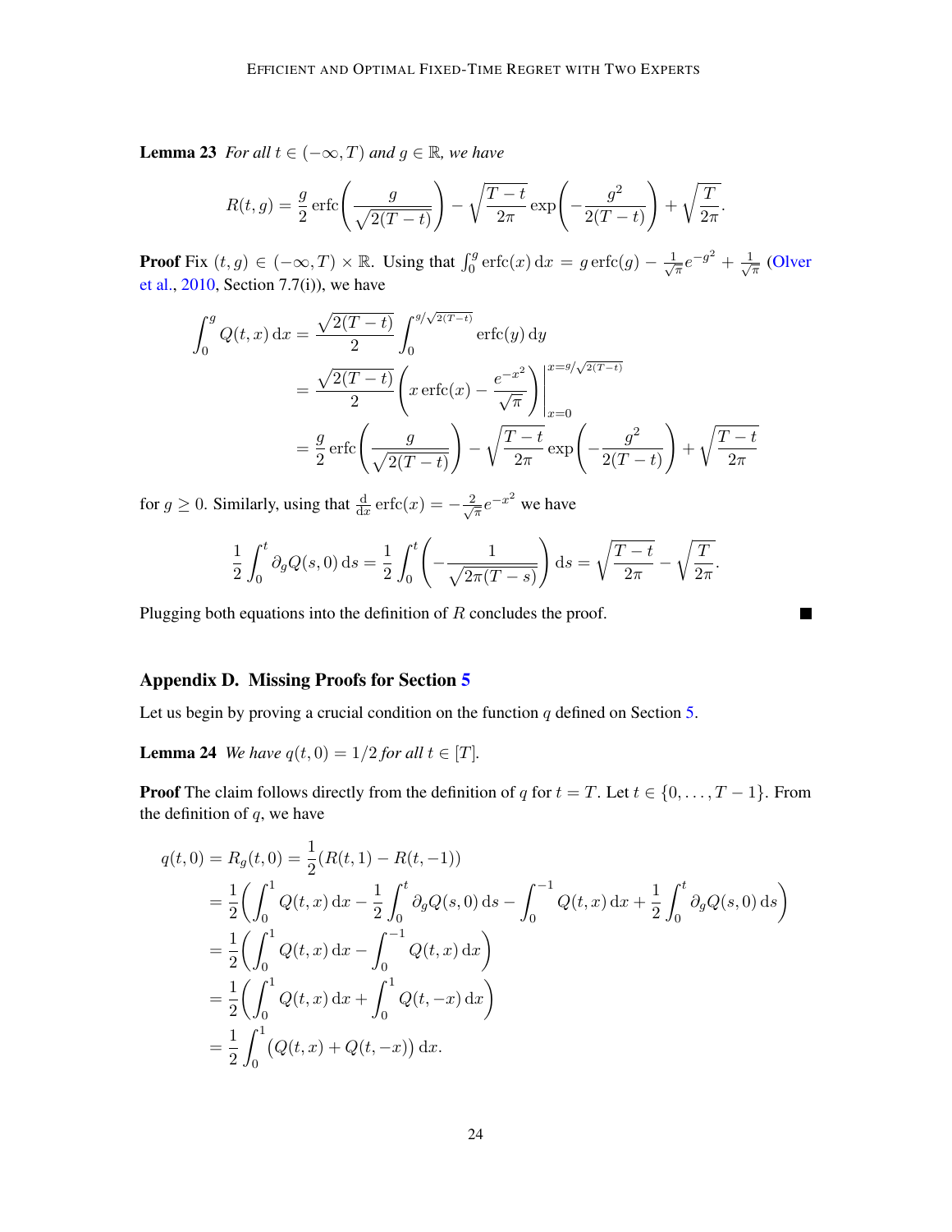**Lemma 23** *For all $t \in (-\infty, T)$ and $g \in \mathbb{R}$, we have*

$$R(t,g) = \frac{g}{2}\operatorname{erfc}\left(\frac{g}{\sqrt{2(T-t)}}\right) - \sqrt{\frac{T-t}{2\pi}}\exp\left(-\frac{g^2}{2(T-t)}\right) + \sqrt{\frac{T}{2\pi}}.$$

**Proof** Fix $(t,g) \in (-\infty, T) \times \mathbb{R}$. Using that $\int_0^g \operatorname{erfc}(x)\,\mathrm{d}x = g\operatorname{erfc}(g) - \frac{1}{\sqrt{\pi}}e^{-g^2} + \frac{1}{\sqrt{\pi}}$ (Olver et al., 2010, Section 7.7(i)), we have

$$\begin{aligned}
\int_0^g Q(t,x)\,\mathrm{d}x &= \frac{\sqrt{2(T-t)}}{2}\int_0^{g/\sqrt{2(T-t)}} \operatorname{erfc}(y)\,\mathrm{d}y \\
&= \frac{\sqrt{2(T-t)}}{2}\left(x\operatorname{erfc}(x) - \frac{e^{-x^2}}{\sqrt{\pi}}\right)\Bigg|_{x=0}^{x=g/\sqrt{2(T-t)}} \\
&= \frac{g}{2}\operatorname{erfc}\left(\frac{g}{\sqrt{2(T-t)}}\right) - \sqrt{\frac{T-t}{2\pi}}\exp\left(-\frac{g^2}{2(T-t)}\right) + \sqrt{\frac{T-t}{2\pi}}
\end{aligned}$$

for $g \geq 0$. Similarly, using that $\frac{\mathrm{d}}{\mathrm{d}x}\operatorname{erfc}(x) = -\frac{2}{\sqrt{\pi}}e^{-x^2}$ we have

$$\frac{1}{2}\int_0^t \partial_g Q(s,0)\,\mathrm{d}s = \frac{1}{2}\int_0^t \left(-\frac{1}{\sqrt{2\pi(T-s)}}\right)\mathrm{d}s = \sqrt{\frac{T-t}{2\pi}} - \sqrt{\frac{T}{2\pi}}.$$

Plugging both equations into the definition of $R$ concludes the proof. ∎

## Appendix D. Missing Proofs for Section 5

Let us begin by proving a crucial condition on the function $q$ defined on Section 5.

**Lemma 24** *We have $q(t,0) = 1/2$ for all $t \in [T]$.*

**Proof** The claim follows directly from the definition of $q$ for $t = T$. Let $t \in \{0, \ldots, T-1\}$. From the definition of $q$, we have

$$\begin{aligned}
q(t,0) = R_g(t,0) &= \frac{1}{2}(R(t,1) - R(t,-1)) \\
&= \frac{1}{2}\left(\int_0^1 Q(t,x)\,\mathrm{d}x - \frac{1}{2}\int_0^t \partial_g Q(s,0)\,\mathrm{d}s - \int_0^{-1} Q(t,x)\,\mathrm{d}x + \frac{1}{2}\int_0^t \partial_g Q(s,0)\,\mathrm{d}s\right) \\
&= \frac{1}{2}\left(\int_0^1 Q(t,x)\,\mathrm{d}x - \int_0^{-1} Q(t,x)\,\mathrm{d}x\right) \\
&= \frac{1}{2}\left(\int_0^1 Q(t,x)\,\mathrm{d}x + \int_0^1 Q(t,-x)\,\mathrm{d}x\right) \\
&= \frac{1}{2}\int_0^1 \big(Q(t,x) + Q(t,-x)\big)\,\mathrm{d}x.
\end{aligned}$$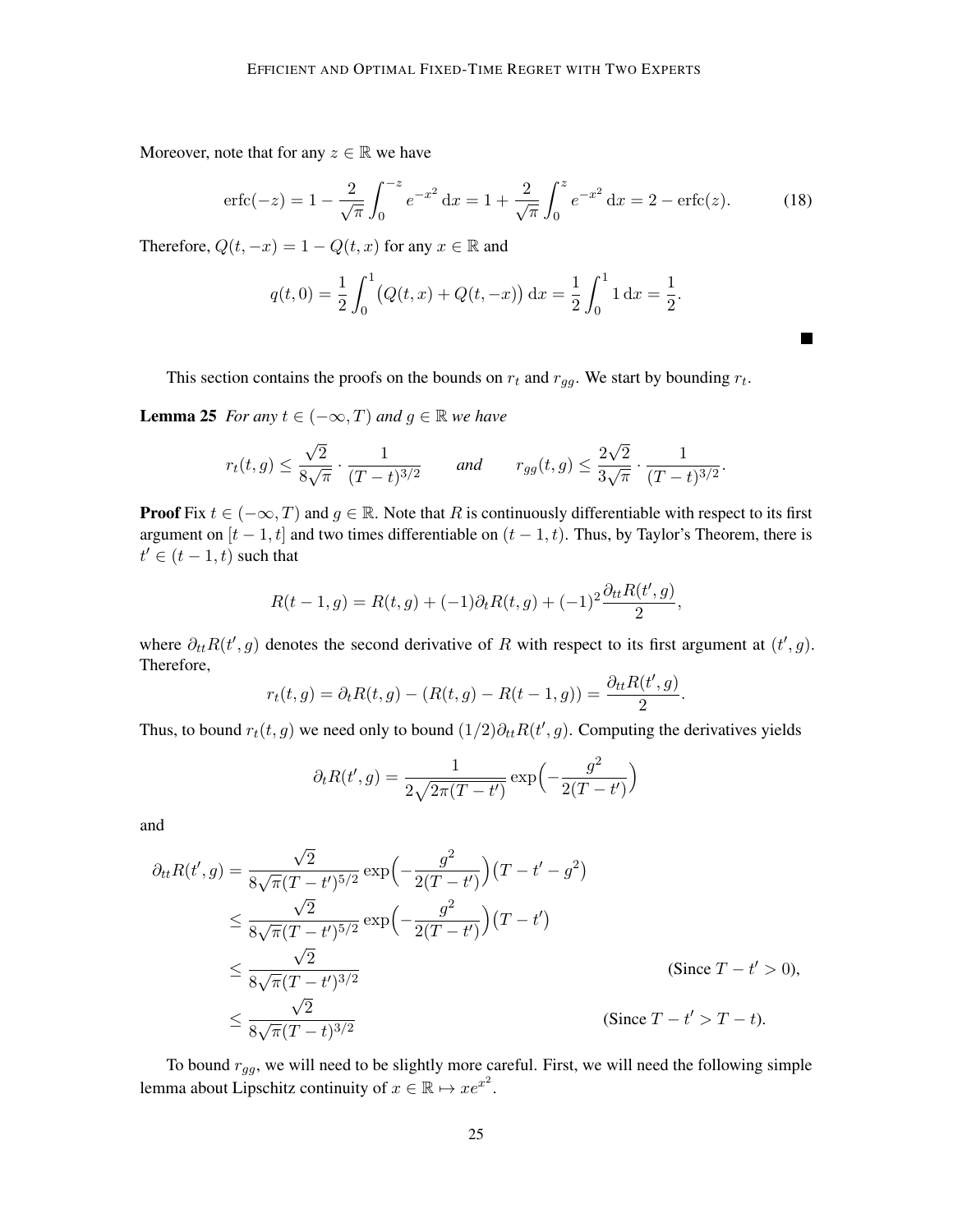Moreover, note that for any $z \in \mathbb{R}$ we have

$$\operatorname{erfc}(-z) = 1 - \frac{2}{\sqrt{\pi}} \int_0^{-z} e^{-x^2} \, \mathrm{d}x = 1 + \frac{2}{\sqrt{\pi}} \int_0^{z} e^{-x^2} \, \mathrm{d}x = 2 - \operatorname{erfc}(z). \tag{18}$$

Therefore, $Q(t, -x) = 1 - Q(t, x)$ for any $x \in \mathbb{R}$ and

$$q(t, 0) = \frac{1}{2} \int_0^1 \big(Q(t, x) + Q(t, -x)\big) \, \mathrm{d}x = \frac{1}{2} \int_0^1 1 \, \mathrm{d}x = \frac{1}{2}.$$

■

This section contains the proofs on the bounds on $r_t$ and $r_{gg}$. We start by bounding $r_t$.

**Lemma 25** *For any $t \in (-\infty, T)$ and $g \in \mathbb{R}$ we have*

$$r_t(t, g) \leq \frac{\sqrt{2}}{8\sqrt{\pi}} \cdot \frac{1}{(T - t)^{3/2}} \qquad \textit{and} \qquad r_{gg}(t, g) \leq \frac{2\sqrt{2}}{3\sqrt{\pi}} \cdot \frac{1}{(T - t)^{3/2}}.$$

**Proof** Fix $t \in (-\infty, T)$ and $g \in \mathbb{R}$. Note that $R$ is continuously differentiable with respect to its first argument on $[t-1, t]$ and two times differentiable on $(t-1, t)$. Thus, by Taylor's Theorem, there is $t' \in (t-1, t)$ such that

$$R(t-1, g) = R(t, g) + (-1)\partial_t R(t, g) + (-1)^2 \frac{\partial_{tt} R(t', g)}{2},$$

where $\partial_{tt} R(t', g)$ denotes the second derivative of $R$ with respect to its first argument at $(t', g)$. Therefore,

$$r_t(t, g) = \partial_t R(t, g) - (R(t, g) - R(t-1, g)) = \frac{\partial_{tt} R(t', g)}{2}.$$

Thus, to bound $r_t(t, g)$ we need only to bound $(1/2)\partial_{tt} R(t', g)$. Computing the derivatives yields

$$\partial_t R(t', g) = \frac{1}{2\sqrt{2\pi(T - t')}} \exp\Big(-\frac{g^2}{2(T - t')}\Big)$$

and

$$\begin{aligned}
\partial_{tt} R(t', g) &= \frac{\sqrt{2}}{8\sqrt{\pi}(T - t')^{5/2}} \exp\Big(-\frac{g^2}{2(T - t')}\Big)\big(T - t' - g^2\big) \\
&\leq \frac{\sqrt{2}}{8\sqrt{\pi}(T - t')^{5/2}} \exp\Big(-\frac{g^2}{2(T - t')}\Big)\big(T - t'\big) \\
&\leq \frac{\sqrt{2}}{8\sqrt{\pi}(T - t')^{3/2}} && \text{(Since } T - t' > 0\text{)}, \\
&\leq \frac{\sqrt{2}}{8\sqrt{\pi}(T - t)^{3/2}} && \text{(Since } T - t' > T - t\text{)}.
\end{aligned}$$

To bound $r_{gg}$, we will need to be slightly more careful. First, we will need the following simple lemma about Lipschitz continuity of $x \in \mathbb{R} \mapsto xe^{x^2}$.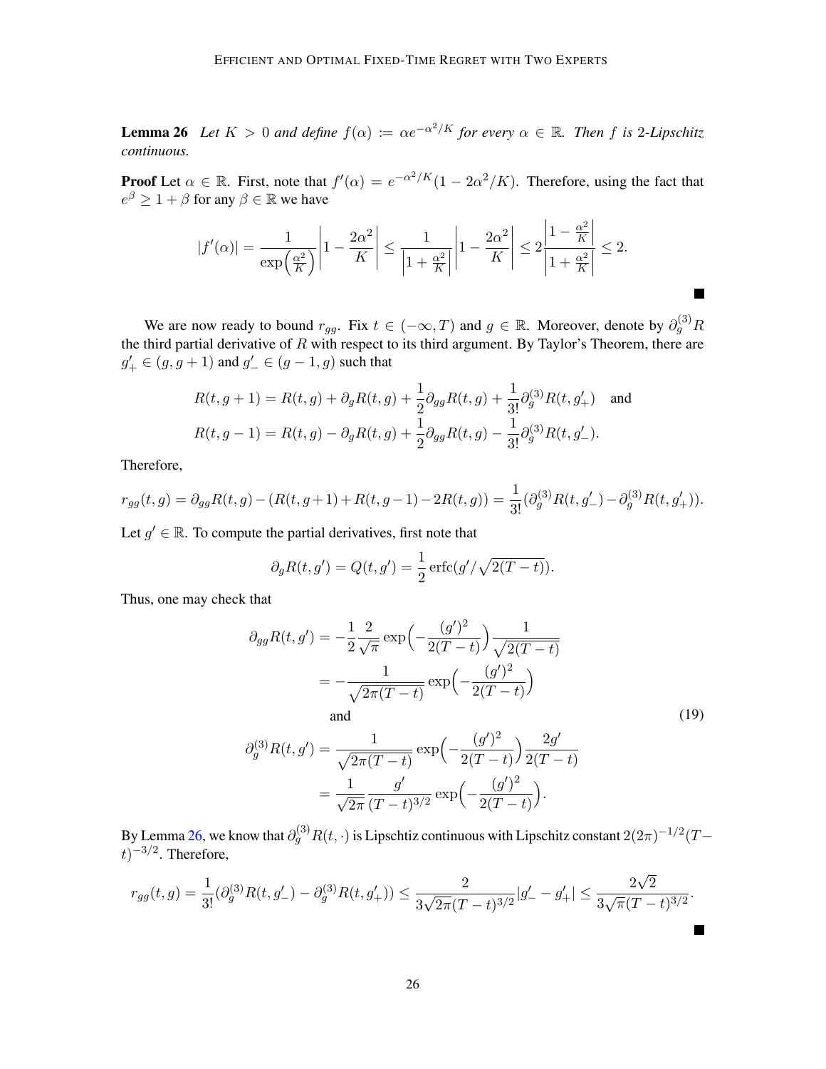**Lemma 26** *Let $K > 0$ and define $f(\alpha) \coloneqq \alpha e^{-\alpha^2/K}$ for every $\alpha \in \mathbb{R}$. Then $f$ is 2-Lipschitz continuous.*

**Proof** Let $\alpha \in \mathbb{R}$. First, note that $f'(\alpha) = e^{-\alpha^2/K}(1 - 2\alpha^2/K)$. Therefore, using the fact that $e^{\beta} \geq 1 + \beta$ for any $\beta \in \mathbb{R}$ we have

$$|f'(\alpha)| = \frac{1}{\exp\left(\frac{\alpha^2}{K}\right)}\left|1 - \frac{2\alpha^2}{K}\right| \leq \frac{1}{\left|1 + \frac{\alpha^2}{K}\right|}\left|1 - \frac{2\alpha^2}{K}\right| \leq 2\frac{\left|1 - \frac{\alpha^2}{K}\right|}{\left|1 + \frac{\alpha^2}{K}\right|} \leq 2.$$

■

We are now ready to bound $r_{gg}$. Fix $t \in (-\infty, T)$ and $g \in \mathbb{R}$. Moreover, denote by $\partial_g^{(3)} R$ the third partial derivative of $R$ with respect to its third argument. By Taylor's Theorem, there are $g'_+ \in (g, g+1)$ and $g'_- \in (g-1, g)$ such that

$$R(t, g+1) = R(t,g) + \partial_g R(t,g) + \frac{1}{2}\partial_{gg} R(t,g) + \frac{1}{3!}\partial_g^{(3)} R(t, g'_+) \quad \text{and}$$
$$R(t, g-1) = R(t,g) - \partial_g R(t,g) + \frac{1}{2}\partial_{gg} R(t,g) - \frac{1}{3!}\partial_g^{(3)} R(t, g'_-).$$

Therefore,

$$r_{gg}(t,g) = \partial_{gg} R(t,g) - (R(t,g+1) + R(t,g-1) - 2R(t,g)) = \frac{1}{3!}(\partial_g^{(3)} R(t,g'_-) - \partial_g^{(3)} R(t,g'_+)).$$

Let $g' \in \mathbb{R}$. To compute the partial derivatives, first note that

$$\partial_g R(t, g') = Q(t, g') = \frac{1}{2}\operatorname{erfc}(g'/\sqrt{2(T-t)}).$$

Thus, one may check that

$$\begin{aligned}
\partial_{gg} R(t, g') &= -\frac{1}{2}\frac{2}{\sqrt{\pi}}\exp\Big(-\frac{(g')^2}{2(T-t)}\Big)\frac{1}{\sqrt{2(T-t)}} \\
&= -\frac{1}{\sqrt{2\pi(T-t)}}\exp\Big(-\frac{(g')^2}{2(T-t)}\Big) \\
&\text{and} \\
\partial_g^{(3)} R(t, g') &= \frac{1}{\sqrt{2\pi(T-t)}}\exp\Big(-\frac{(g')^2}{2(T-t)}\Big)\frac{2g'}{2(T-t)} \\
&= \frac{1}{\sqrt{2\pi}}\frac{g'}{(T-t)^{3/2}}\exp\Big(-\frac{(g')^2}{2(T-t)}\Big).
\end{aligned} \tag{19}$$

By Lemma 26, we know that $\partial_g^{(3)} R(t, \cdot)$ is Lipschtiz continuous with Lipschitz constant $2(2\pi)^{-1/2}(T-t)^{-3/2}$. Therefore,

$$r_{gg}(t,g) = \frac{1}{3!}(\partial_g^{(3)} R(t,g'_-) - \partial_g^{(3)} R(t,g'_+)) \leq \frac{2}{3\sqrt{2\pi}(T-t)^{3/2}}|g'_- - g'_+| \leq \frac{2\sqrt{2}}{3\sqrt{\pi}(T-t)^{3/2}}.$$

■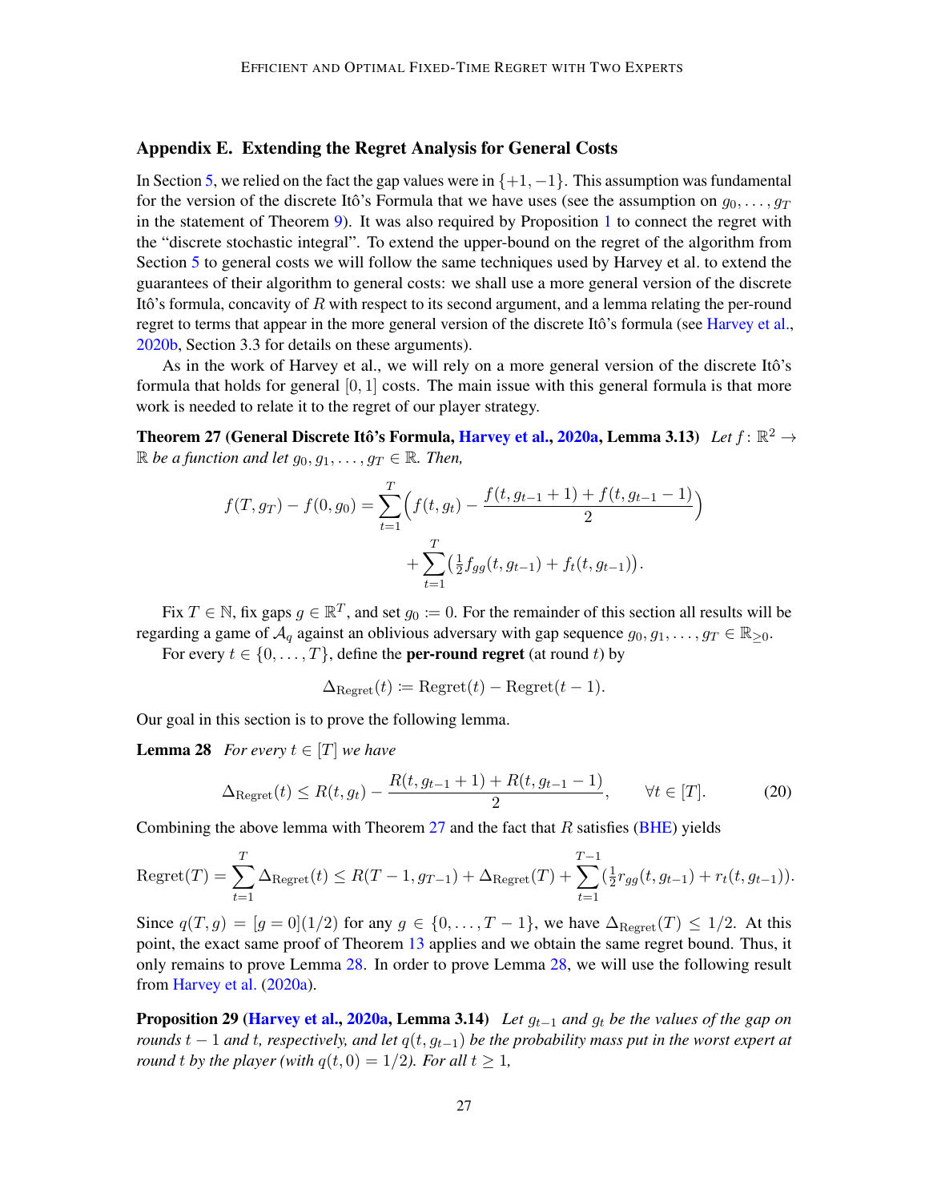## Appendix E. Extending the Regret Analysis for General Costs

In Section 5, we relied on the fact the gap values were in $\{+1, -1\}$. This assumption was fundamental for the version of the discrete Itô's Formula that we have uses (see the assumption on $g_0, \ldots, g_T$ in the statement of Theorem 9). It was also required by Proposition 1 to connect the regret with the "discrete stochastic integral". To extend the upper-bound on the regret of the algorithm from Section 5 to general costs we will follow the same techniques used by Harvey et al. to extend the guarantees of their algorithm to general costs: we shall use a more general version of the discrete Itô's formula, concavity of $R$ with respect to its second argument, and a lemma relating the per-round regret to terms that appear in the more general version of the discrete Itô's formula (see Harvey et al., 2020b, Section 3.3 for details on these arguments).

As in the work of Harvey et al., we will rely on a more general version of the discrete Itô's formula that holds for general $[0, 1]$ costs. The main issue with this general formula is that more work is needed to relate it to the regret of our player strategy.

**Theorem 27 (General Discrete Itô's Formula, Harvey et al., 2020a, Lemma 3.13)** *Let $f \colon \mathbb{R}^2 \to \mathbb{R}$ be a function and let $g_0, g_1, \ldots, g_T \in \mathbb{R}$. Then,*

$$f(T, g_T) - f(0, g_0) = \sum_{t=1}^{T} \Big( f(t, g_t) - \frac{f(t, g_{t-1} + 1) + f(t, g_{t-1} - 1)}{2} \Big) + \sum_{t=1}^{T} \big( \tfrac{1}{2} f_{gg}(t, g_{t-1}) + f_t(t, g_{t-1}) \big).$$

Fix $T \in \mathbb{N}$, fix gaps $g \in \mathbb{R}^T$, and set $g_0 \coloneqq 0$. For the remainder of this section all results will be regarding a game of $\mathcal{A}_q$ against an oblivious adversary with gap sequence $g_0, g_1, \ldots, g_T \in \mathbb{R}_{\geq 0}$.

For every $t \in \{0, \ldots, T\}$, define the **per-round regret** (at round $t$) by

$$\Delta_{\text{Regret}}(t) \coloneqq \text{Regret}(t) - \text{Regret}(t-1).$$

Our goal in this section is to prove the following lemma.

**Lemma 28** *For every $t \in [T]$ we have*

$$\Delta_{\text{Regret}}(t) \leq R(t, g_t) - \frac{R(t, g_{t-1} + 1) + R(t, g_{t-1} - 1)}{2}, \qquad \forall t \in [T]. \tag{20}$$

Combining the above lemma with Theorem 27 and the fact that $R$ satisfies (BHE) yields

$$\text{Regret}(T) = \sum_{t=1}^{T} \Delta_{\text{Regret}}(t) \leq R(T-1, g_{T-1}) + \Delta_{\text{Regret}}(T) + \sum_{t=1}^{T-1} \big( \tfrac{1}{2} r_{gg}(t, g_{t-1}) + r_t(t, g_{t-1}) \big).$$

Since $q(T, g) = [g = 0](1/2)$ for any $g \in \{0, \ldots, T-1\}$, we have $\Delta_{\text{Regret}}(T) \leq 1/2$. At this point, the exact same proof of Theorem 13 applies and we obtain the same regret bound. Thus, it only remains to prove Lemma 28. In order to prove Lemma 28, we will use the following result from Harvey et al. (2020a).

**Proposition 29 (Harvey et al., 2020a, Lemma 3.14)** *Let $g_{t-1}$ and $g_t$ be the values of the gap on rounds $t-1$ and $t$, respectively, and let $q(t, g_{t-1})$ be the probability mass put in the worst expert at round $t$ by the player (with $q(t, 0) = 1/2$). For all $t \geq 1$,*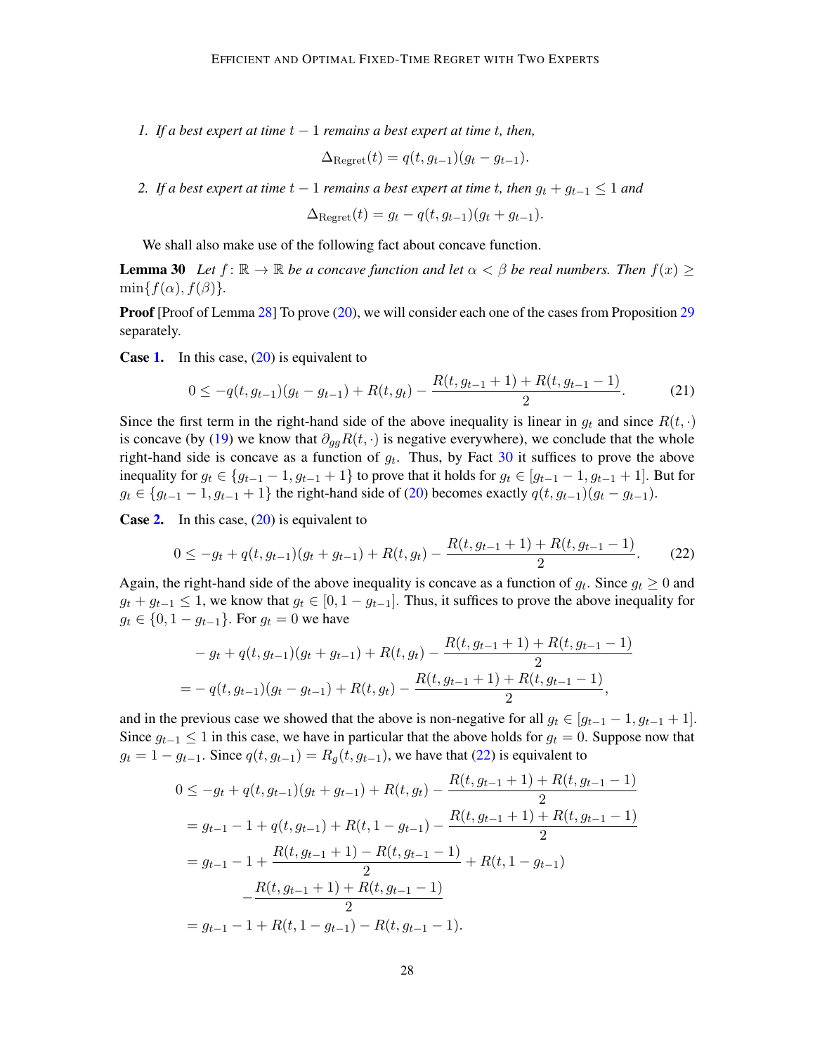1. *If a best expert at time $t-1$ remains a best expert at time $t$, then,*

$$\Delta_{\text{Regret}}(t) = q(t, g_{t-1})(g_t - g_{t-1}).$$

2. *If a best expert at time $t-1$ remains a best expert at time $t$, then $g_t + g_{t-1} \leq 1$ and*

$$\Delta_{\text{Regret}}(t) = g_t - q(t, g_{t-1})(g_t + g_{t-1}).$$

We shall also make use of the following fact about concave function.

**Lemma 30** *Let $f \colon \mathbb{R} \to \mathbb{R}$ be a concave function and let $\alpha < \beta$ be real numbers. Then $f(x) \geq \min\{f(\alpha), f(\beta)\}$.*

**Proof** [Proof of Lemma 28] To prove (20), we will consider each one of the cases from Proposition 29 separately.

**Case 1.** In this case, (20) is equivalent to

$$0 \leq -q(t, g_{t-1})(g_t - g_{t-1}) + R(t, g_t) - \frac{R(t, g_{t-1}+1) + R(t, g_{t-1}-1)}{2}. \tag{21}$$

Since the first term in the right-hand side of the above inequality is linear in $g_t$ and since $R(t, \cdot)$ is concave (by (19) we know that $\partial_{gg} R(t, \cdot)$ is negative everywhere), we conclude that the whole right-hand side is concave as a function of $g_t$. Thus, by Fact 30 it suffices to prove the above inequality for $g_t \in \{g_{t-1} - 1, g_{t-1} + 1\}$ to prove that it holds for $g_t \in [g_{t-1} - 1, g_{t-1} + 1]$. But for $g_t \in \{g_{t-1} - 1, g_{t-1} + 1\}$ the right-hand side of (20) becomes exactly $q(t, g_{t-1})(g_t - g_{t-1})$.

**Case 2.** In this case, (20) is equivalent to

$$0 \leq -g_t + q(t, g_{t-1})(g_t + g_{t-1}) + R(t, g_t) - \frac{R(t, g_{t-1}+1) + R(t, g_{t-1}-1)}{2}. \tag{22}$$

Again, the right-hand side of the above inequality is concave as a function of $g_t$. Since $g_t \geq 0$ and $g_t + g_{t-1} \leq 1$, we know that $g_t \in [0, 1 - g_{t-1}]$. Thus, it suffices to prove the above inequality for $g_t \in \{0, 1 - g_{t-1}\}$. For $g_t = 0$ we have

$$\begin{aligned}
&-g_t + q(t, g_{t-1})(g_t + g_{t-1}) + R(t, g_t) - \frac{R(t, g_{t-1}+1) + R(t, g_{t-1}-1)}{2} \\
&= -q(t, g_{t-1})(g_t - g_{t-1}) + R(t, g_t) - \frac{R(t, g_{t-1}+1) + R(t, g_{t-1}-1)}{2},
\end{aligned}$$

and in the previous case we showed that the above is non-negative for all $g_t \in [g_{t-1} - 1, g_{t-1} + 1]$. Since $g_{t-1} \leq 1$ in this case, we have in particular that the above holds for $g_t = 0$. Suppose now that $g_t = 1 - g_{t-1}$. Since $q(t, g_{t-1}) = R_g(t, g_{t-1})$, we have that (22) is equivalent to

$$\begin{aligned}
0 &\leq -g_t + q(t, g_{t-1})(g_t + g_{t-1}) + R(t, g_t) - \frac{R(t, g_{t-1}+1) + R(t, g_{t-1}-1)}{2} \\
&= g_{t-1} - 1 + q(t, g_{t-1}) + R(t, 1 - g_{t-1}) - \frac{R(t, g_{t-1}+1) + R(t, g_{t-1}-1)}{2} \\
&= g_{t-1} - 1 + \frac{R(t, g_{t-1}+1) - R(t, g_{t-1}-1)}{2} + R(t, 1 - g_{t-1}) \\
&\qquad - \frac{R(t, g_{t-1}+1) + R(t, g_{t-1}-1)}{2} \\
&= g_{t-1} - 1 + R(t, 1 - g_{t-1}) - R(t, g_{t-1} - 1).
\end{aligned}$$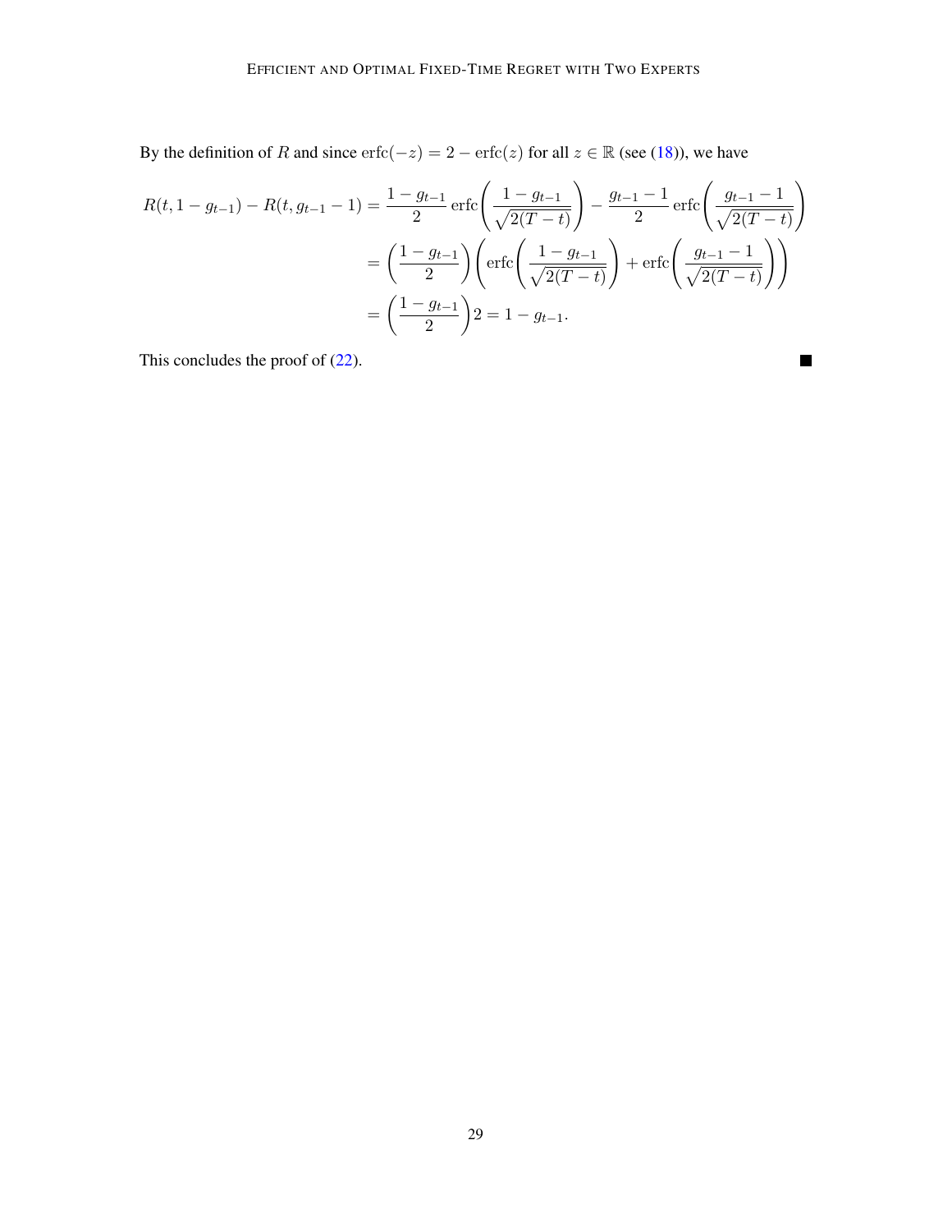By the definition of $R$ and since $\operatorname{erfc}(-z) = 2 - \operatorname{erfc}(z)$ for all $z \in \mathbb{R}$ (see (18)), we have

$$
\begin{aligned}
R(t, 1 - g_{t-1}) - R(t, g_{t-1} - 1) &= \frac{1 - g_{t-1}}{2} \operatorname{erfc}\left( \frac{1 - g_{t-1}}{\sqrt{2(T - t)}} \right) - \frac{g_{t-1} - 1}{2} \operatorname{erfc}\left( \frac{g_{t-1} - 1}{\sqrt{2(T - t)}} \right) \\
&= \left( \frac{1 - g_{t-1}}{2} \right) \left( \operatorname{erfc}\left( \frac{1 - g_{t-1}}{\sqrt{2(T - t)}} \right) + \operatorname{erfc}\left( \frac{g_{t-1} - 1}{\sqrt{2(T - t)}} \right) \right) \\
&= \left( \frac{1 - g_{t-1}}{2} \right) 2 = 1 - g_{t-1}.
\end{aligned}
$$

This concludes the proof of (22). ∎